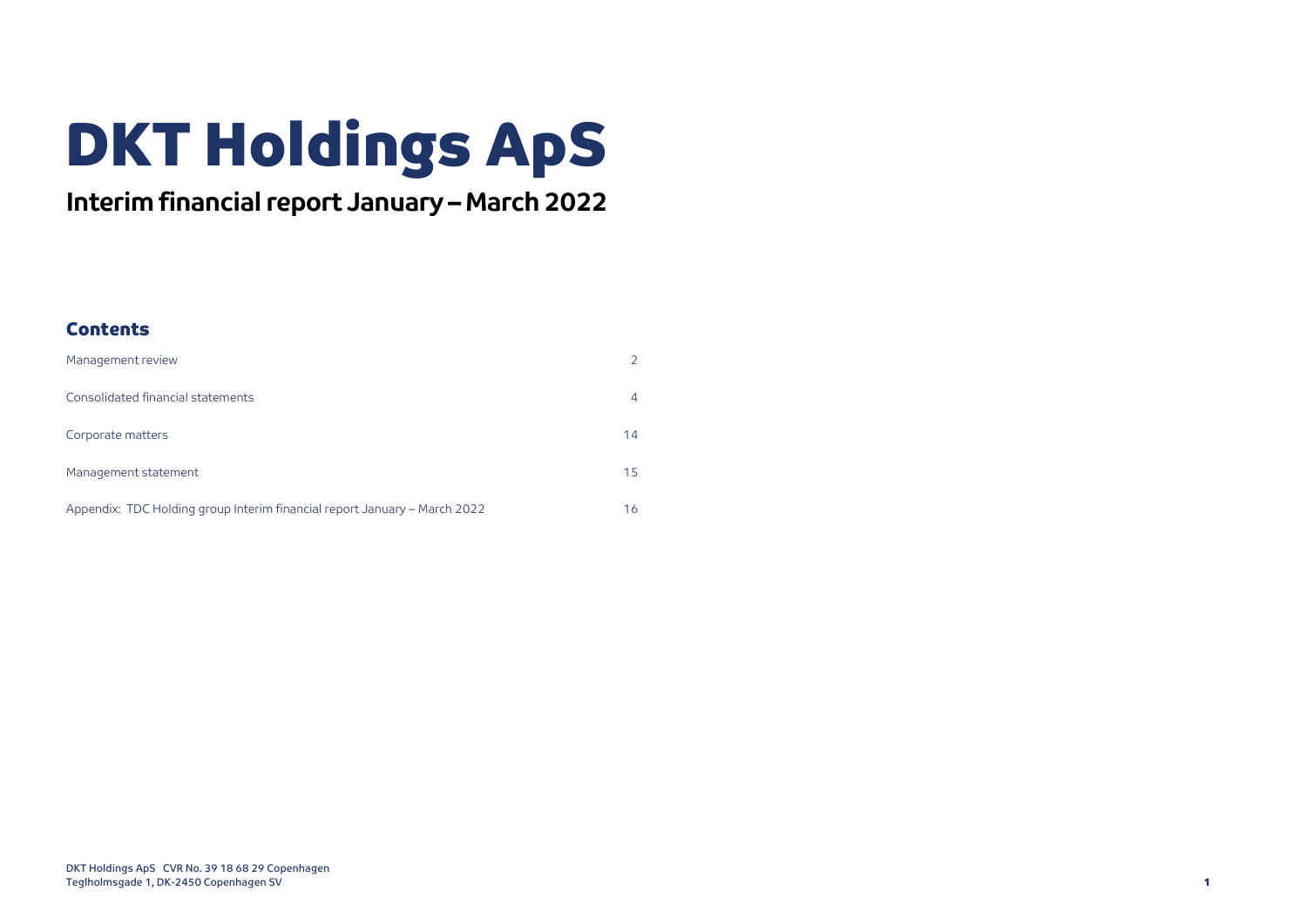# DKT Holdings ApS

## Interim financial report January – March 2022

### Contents

| | |
|---|---|
| Management review | 2 |
| Consolidated financial statements | 4 |
| Corporate matters | 14 |
| Management statement | 15 |
| Appendix: TDC Holding group Interim financial report January – March 2022 | 16 |

DKT Holdings ApS CVR No. 39 18 68 29 Copenhagen
Teglholmsgade 1, DK-2450 Copenhagen SV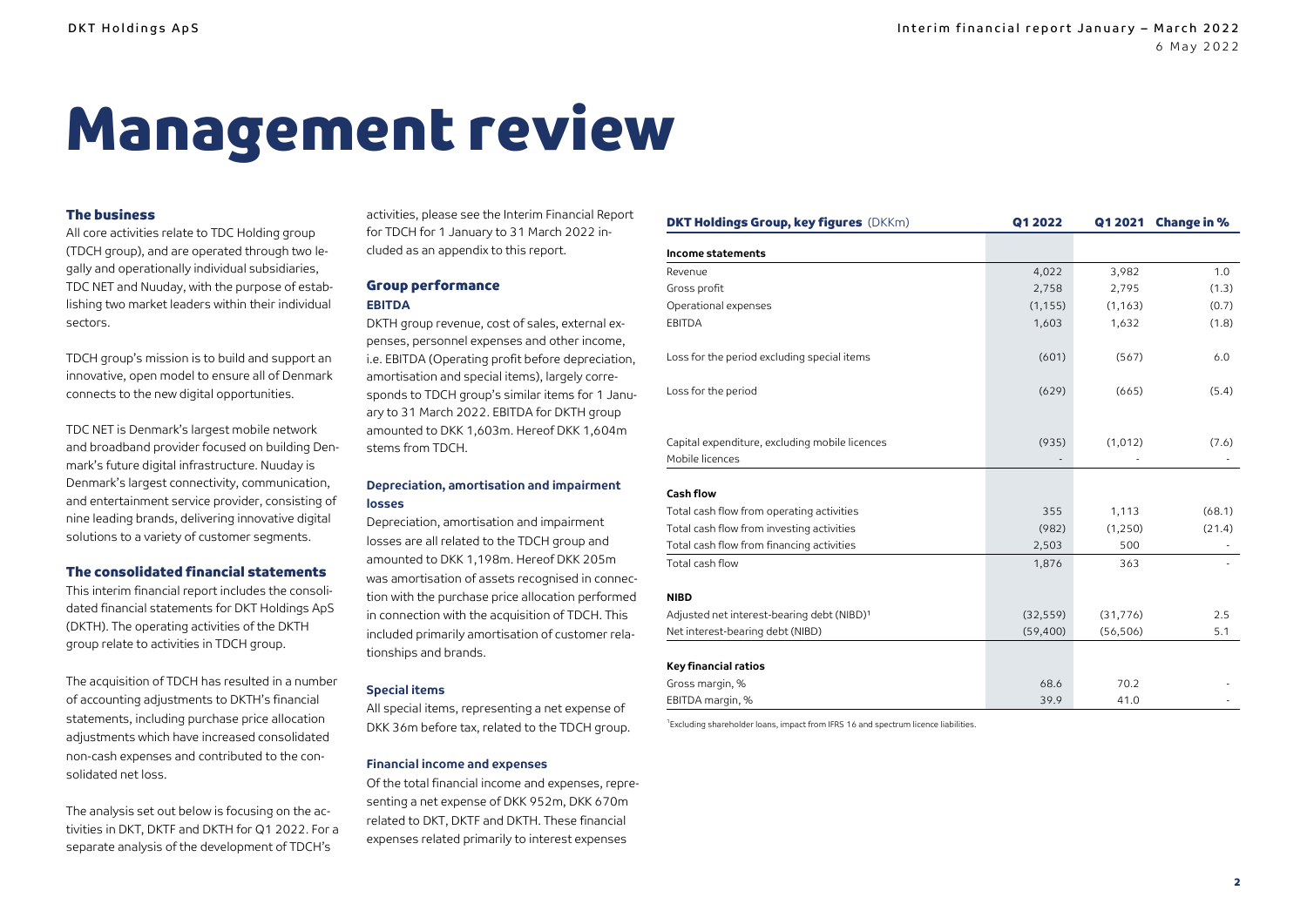# Management review

## The business

All core activities relate to TDC Holding group (TDCH group), and are operated through two legally and operationally individual subsidiaries, TDC NET and Nuuday, with the purpose of establishing two market leaders within their individual sectors.

TDCH group's mission is to build and support an innovative, open model to ensure all of Denmark connects to the new digital opportunities.

TDC NET is Denmark's largest mobile network and broadband provider focused on building Denmark's future digital infrastructure. Nuuday is Denmark's largest connectivity, communication, and entertainment service provider, consisting of nine leading brands, delivering innovative digital solutions to a variety of customer segments.

## The consolidated financial statements

This interim financial report includes the consolidated financial statements for DKT Holdings ApS (DKTH). The operating activities of the DKTH group relate to activities in TDCH group.

The acquisition of TDCH has resulted in a number of accounting adjustments to DKTH's financial statements, including purchase price allocation adjustments which have increased consolidated non-cash expenses and contributed to the consolidated net loss.

The analysis set out below is focusing on the activities in DKT, DKTF and DKTH for Q1 2022. For a separate analysis of the development of TDCH's activities, please see the Interim Financial Report for TDCH for 1 January to 31 March 2022 included as an appendix to this report.

## Group performance

### EBITDA

DKTH group revenue, cost of sales, external expenses, personnel expenses and other income, i.e. EBITDA (Operating profit before depreciation, amortisation and special items), largely corresponds to TDCH group's similar items for 1 January to 31 March 2022. EBITDA for DKTH group amounted to DKK 1,603m. Hereof DKK 1,604m stems from TDCH.

### Depreciation, amortisation and impairment losses

Depreciation, amortisation and impairment losses are all related to the TDCH group and amounted to DKK 1,198m. Hereof DKK 205m was amortisation of assets recognised in connection with the purchase price allocation performed in connection with the acquisition of TDCH. This included primarily amortisation of customer relationships and brands.

### Special items

All special items, representing a net expense of DKK 36m before tax, related to the TDCH group.

### Financial income and expenses

Of the total financial income and expenses, representing a net expense of DKK 952m, DKK 670m related to DKT, DKTF and DKTH. These financial expenses related primarily to interest expenses

| DKT Holdings Group, key figures (DKKm) | Q1 2022 | Q1 2021 | Change in % |
|---|---|---|---|
| **Income statements** | | | |
| Revenue | 4,022 | 3,982 | 1.0 |
| Gross profit | 2,758 | 2,795 | (1.3) |
| Operational expenses | (1,155) | (1,163) | (0.7) |
| EBITDA | 1,603 | 1,632 | (1.8) |
| Loss for the period excluding special items | (601) | (567) | 6.0 |
| Loss for the period | (629) | (665) | (5.4) |
| Capital expenditure, excluding mobile licences | (935) | (1,012) | (7.6) |
| Mobile licences | - | - | - |
| **Cash flow** | | | |
| Total cash flow from operating activities | 355 | 1,113 | (68.1) |
| Total cash flow from investing activities | (982) | (1,250) | (21.4) |
| Total cash flow from financing activities | 2,503 | 500 | - |
| Total cash flow | 1,876 | 363 | - |
| **NIBD** | | | |
| Adjusted net interest-bearing debt (NIBD)[1] | (32,559) | (31,776) | 2.5 |
| Net interest-bearing debt (NIBD) | (59,400) | (56,506) | 5.1 |
| **Key financial ratios** | | | |
| Gross margin, % | 68.6 | 70.2 | - |
| EBITDA margin, % | 39.9 | 41.0 | - |

[1]Excluding shareholder loans, impact from IFRS 16 and spectrum licence liabilities.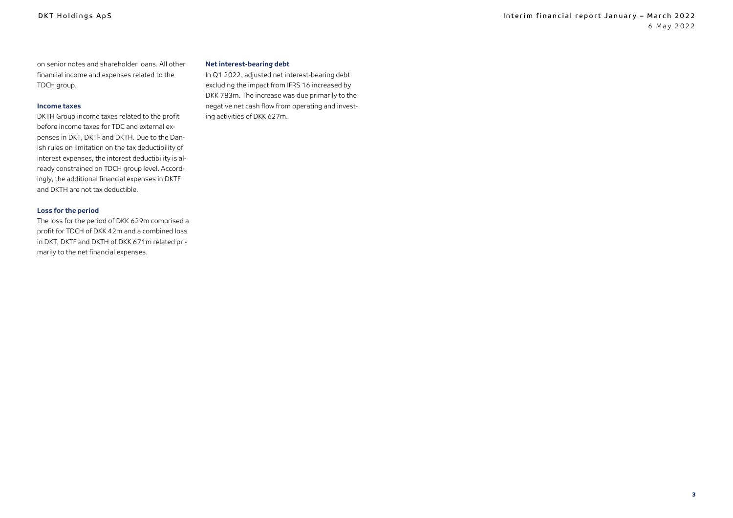on senior notes and shareholder loans. All other financial income and expenses related to the TDCH group.

### Income taxes

DKTH Group income taxes related to the profit before income taxes for TDC and external expenses in DKT, DKTF and DKTH. Due to the Danish rules on limitation on the tax deductibility of interest expenses, the interest deductibility is already constrained on TDCH group level. Accordingly, the additional financial expenses in DKTF and DKTH are not tax deductible.

### Loss for the period

The loss for the period of DKK 629m comprised a profit for TDCH of DKK 42m and a combined loss in DKT, DKTF and DKTH of DKK 671m related primarily to the net financial expenses.

### Net interest-bearing debt

In Q1 2022, adjusted net interest-bearing debt excluding the impact from IFRS 16 increased by DKK 783m. The increase was due primarily to the negative net cash flow from operating and investing activities of DKK 627m.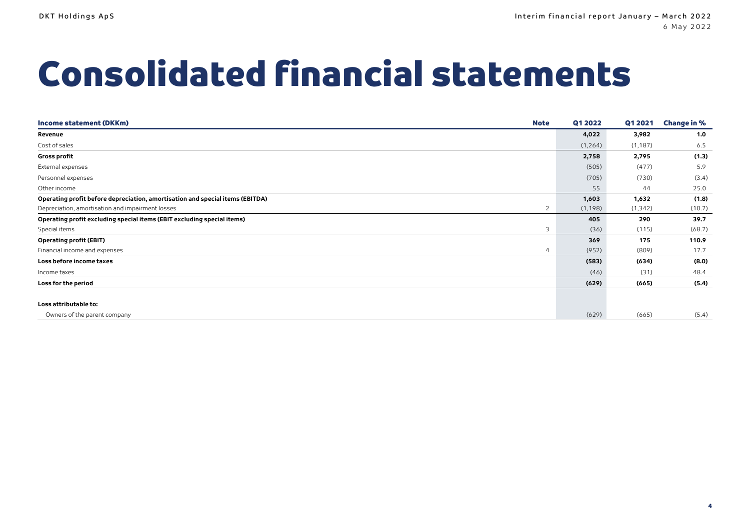# Consolidated financial statements

| Income statement (DKKm) | Note | Q1 2022 | Q1 2021 | Change in % |
|---|---|---|---|---|
| **Revenue** | | **4,022** | **3,982** | **1.0** |
| Cost of sales | | (1,264) | (1,187) | 6.5 |
| **Gross profit** | | **2,758** | **2,795** | **(1.3)** |
| External expenses | | (505) | (477) | 5.9 |
| Personnel expenses | | (705) | (730) | (3.4) |
| Other income | | 55 | 44 | 25.0 |
| **Operating profit before depreciation, amortisation and special items (EBITDA)** | | **1,603** | **1,632** | **(1.8)** |
| Depreciation, amortisation and impairment losses | 2 | (1,198) | (1,342) | (10.7) |
| **Operating profit excluding special items (EBIT excluding special items)** | | **405** | **290** | **39.7** |
| Special items | 3 | (36) | (115) | (68.7) |
| **Operating profit (EBIT)** | | **369** | **175** | **110.9** |
| Financial income and expenses | 4 | (952) | (809) | 17.7 |
| **Loss before income taxes** | | **(583)** | **(634)** | **(8.0)** |
| Income taxes | | (46) | (31) | 48.4 |
| **Loss for the period** | | **(629)** | **(665)** | **(5.4)** |
| | | | | |
| **Loss attributable to:** | | | | |
| Owners of the parent company | | (629) | (665) | (5.4) |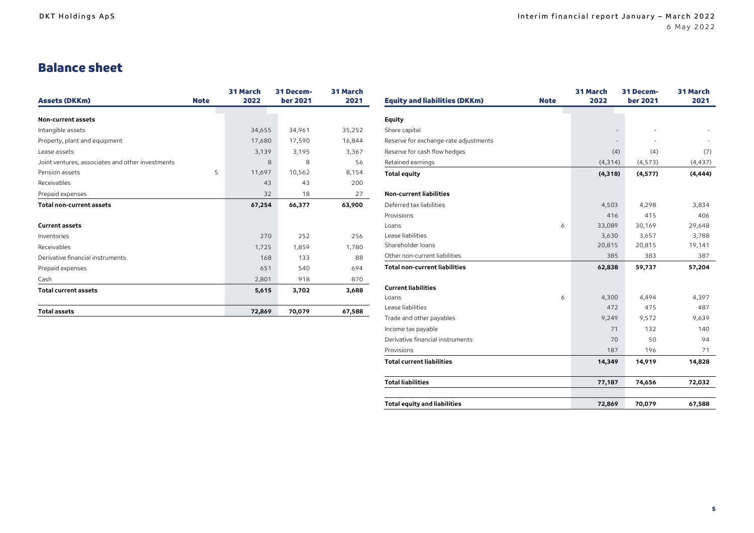# Balance sheet

| Assets (DKKm) | Note | 31 March 2022 | 31 December 2021 | 31 March 2021 |
|---|---|---|---|---|
| **Non-current assets** | | | | |
| Intangible assets | | 34,655 | 34,961 | 35,252 |
| Property, plant and equipment | | 17,680 | 17,590 | 16,844 |
| Lease assets | | 3,139 | 3,195 | 3,367 |
| Joint ventures, associates and other investments | | 8 | 8 | 56 |
| Pension assets | 5 | 11,697 | 10,562 | 8,154 |
| Receivables | | 43 | 43 | 200 |
| Prepaid expenses | | 32 | 18 | 27 |
| **Total non-current assets** | | **67,254** | **66,377** | **63,900** |
| **Current assets** | | | | |
| Inventories | | 270 | 252 | 256 |
| Receivables | | 1,725 | 1,859 | 1,780 |
| Derivative financial instruments | | 168 | 133 | 88 |
| Prepaid expenses | | 651 | 540 | 694 |
| Cash | | 2,801 | 918 | 870 |
| **Total current assets** | | **5,615** | **3,702** | **3,688** |
| **Total assets** | | **72,869** | **70,079** | **67,588** |

| Equity and liabilities (DKKm) | Note | 31 March 2022 | 31 December 2021 | 31 March 2021 |
|---|---|---|---|---|
| **Equity** | | | | |
| Share capital | | - | - | - |
| Reserve for exchange-rate adjustments | | - | - | - |
| Reserve for cash flow hedges | | (4) | (4) | (7) |
| Retained earnings | | (4,314) | (4,573) | (4,437) |
| **Total equity** | | **(4,318)** | **(4,577)** | **(4,444)** |
| **Non-current liabilities** | | | | |
| Deferred tax liabilities | | 4,503 | 4,298 | 3,834 |
| Provisions | | 416 | 415 | 406 |
| Loans | 6 | 33,089 | 30,169 | 29,648 |
| Lease liabilities | | 3,630 | 3,657 | 3,788 |
| Shareholder loans | | 20,815 | 20,815 | 19,141 |
| Other non-current liabilities | | 385 | 383 | 387 |
| **Total non-current liabilities** | | **62,838** | **59,737** | **57,204** |
| **Current liabilities** | | | | |
| Loans | 6 | 4,300 | 4,494 | 4,397 |
| Lease liabilities | | 472 | 475 | 487 |
| Trade and other payables | | 9,249 | 9,572 | 9,639 |
| Income tax payable | | 71 | 132 | 140 |
| Derivative financial instruments | | 70 | 50 | 94 |
| Provisions | | 187 | 196 | 71 |
| **Total current liabilities** | | **14,349** | **14,919** | **14,828** |
| **Total liabilities** | | **77,187** | **74,656** | **72,032** |
| **Total equity and liabilities** | | **72,869** | **70,079** | **67,588** |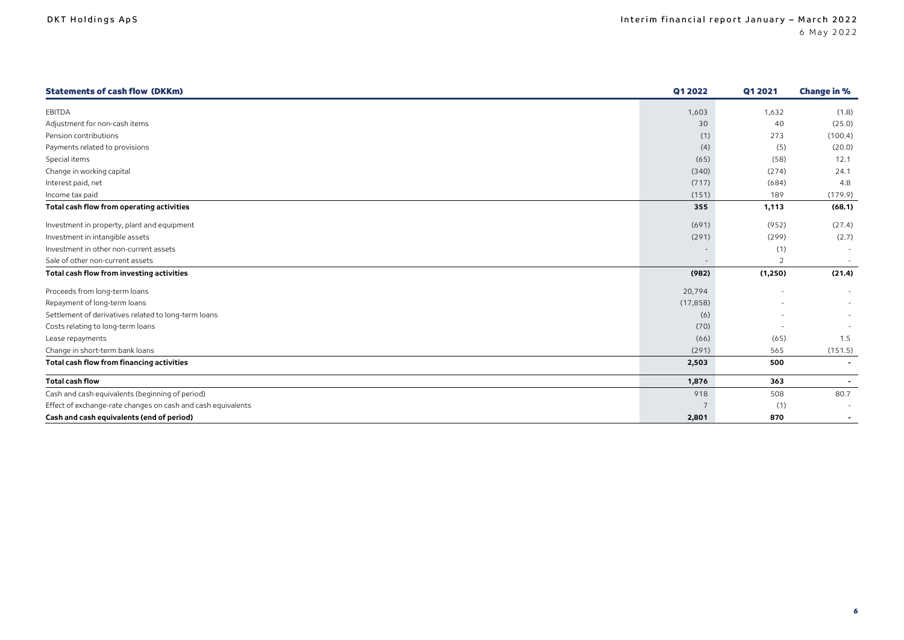| Statements of cash flow (DKKm) | Q1 2022 | Q1 2021 | Change in % |
|---|---|---|---|
| EBITDA | 1,603 | 1,632 | (1.8) |
| Adjustment for non-cash items | 30 | 40 | (25.0) |
| Pension contributions | (1) | 273 | (100.4) |
| Payments related to provisions | (4) | (5) | (20.0) |
| Special items | (65) | (58) | 12.1 |
| Change in working capital | (340) | (274) | 24.1 |
| Interest paid, net | (717) | (684) | 4.8 |
| Income tax paid | (151) | 189 | (179.9) |
| **Total cash flow from operating activities** | **355** | **1,113** | **(68.1)** |
| Investment in property, plant and equipment | (691) | (952) | (27.4) |
| Investment in intangible assets | (291) | (299) | (2.7) |
| Investment in other non-current assets | - | (1) | - |
| Sale of other non-current assets | - | 2 | - |
| **Total cash flow from investing activities** | **(982)** | **(1,250)** | **(21.4)** |
| Proceeds from long-term loans | 20,794 | - | - |
| Repayment of long-term loans | (17,858) | - | - |
| Settlement of derivatives related to long-term loans | (6) | - | - |
| Costs relating to long-term loans | (70) | - | - |
| Lease repayments | (66) | (65) | 1.5 |
| Change in short-term bank loans | (291) | 565 | (151.5) |
| **Total cash flow from financing activities** | **2,503** | **500** | **-** |
| **Total cash flow** | **1,876** | **363** | **-** |
| Cash and cash equivalents (beginning of period) | 918 | 508 | 80.7 |
| Effect of exchange-rate changes on cash and cash equivalents | 7 | (1) | - |
| **Cash and cash equivalents (end of period)** | **2,801** | **870** | **-** |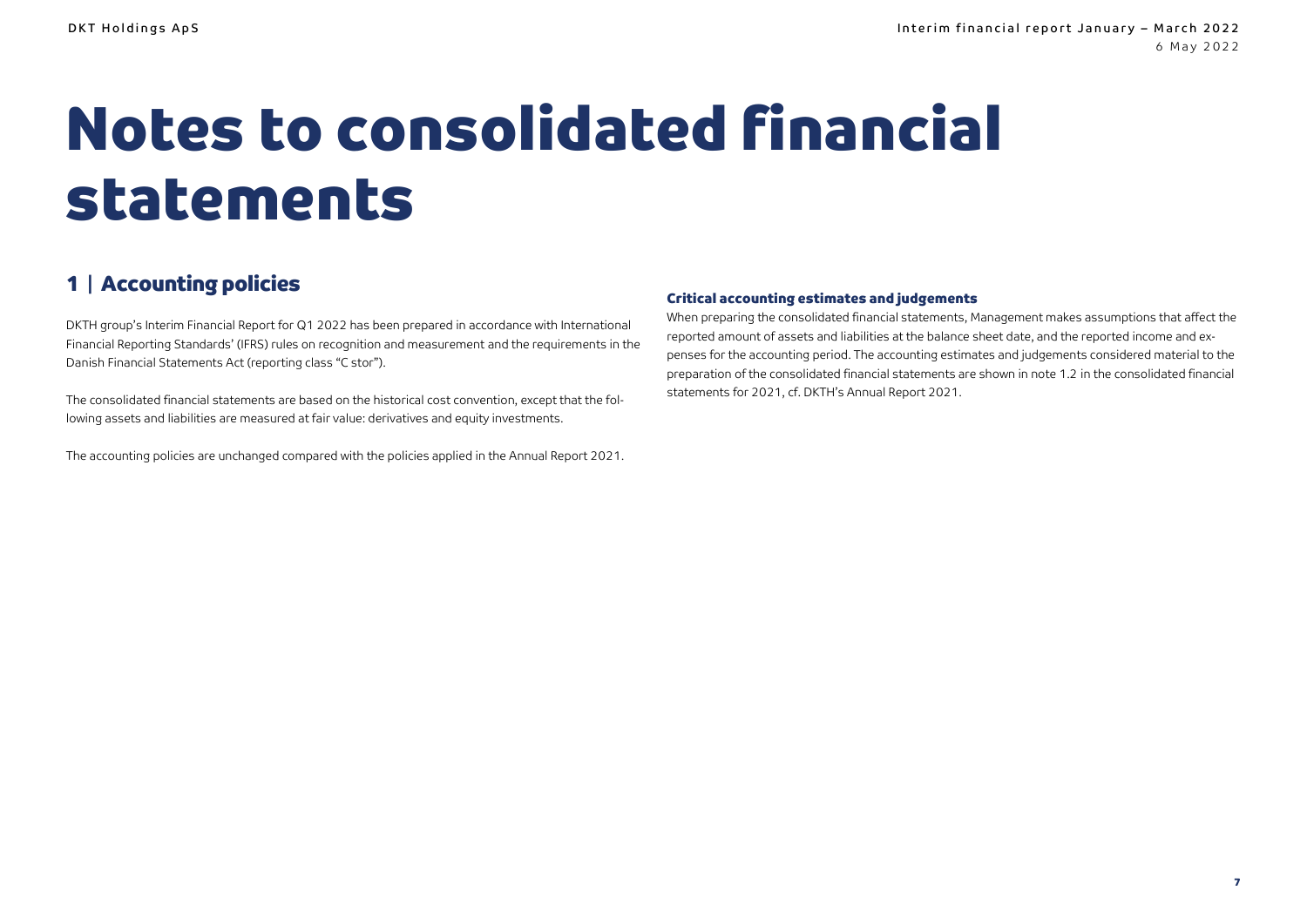# Notes to consolidated financial statements

## 1 | Accounting policies

DKTH group's Interim Financial Report for Q1 2022 has been prepared in accordance with International Financial Reporting Standards' (IFRS) rules on recognition and measurement and the requirements in the Danish Financial Statements Act (reporting class "C stor").

The consolidated financial statements are based on the historical cost convention, except that the following assets and liabilities are measured at fair value: derivatives and equity investments.

The accounting policies are unchanged compared with the policies applied in the Annual Report 2021.

### Critical accounting estimates and judgements

When preparing the consolidated financial statements, Management makes assumptions that affect the reported amount of assets and liabilities at the balance sheet date, and the reported income and expenses for the accounting period. The accounting estimates and judgements considered material to the preparation of the consolidated financial statements are shown in note 1.2 in the consolidated financial statements for 2021, cf. DKTH's Annual Report 2021.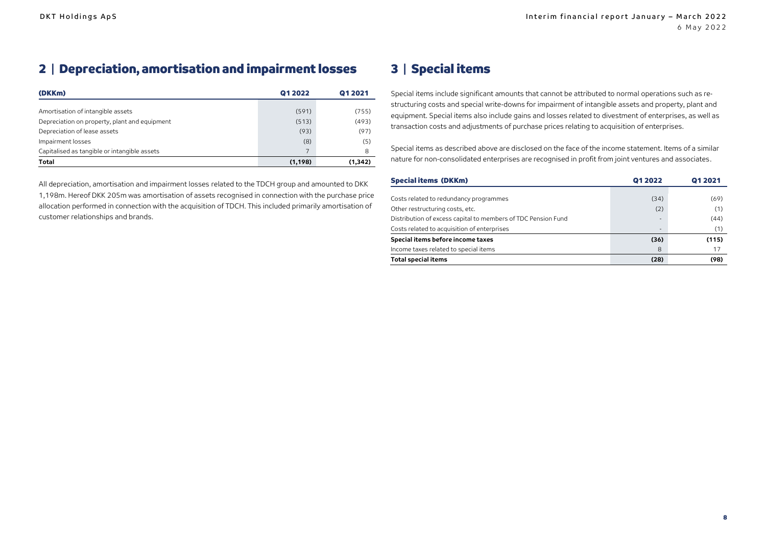## 2 | Depreciation, amortisation and impairment losses

| (DKKm) | Q1 2022 | Q1 2021 |
|---|---|---|
| Amortisation of intangible assets | (591) | (755) |
| Depreciation on property, plant and equipment | (513) | (493) |
| Depreciation of lease assets | (93) | (97) |
| Impairment losses | (8) | (5) |
| Capitalised as tangible or intangible assets | 7 | 8 |
| **Total** | **(1,198)** | **(1,342)** |

All depreciation, amortisation and impairment losses related to the TDCH group and amounted to DKK 1,198m. Hereof DKK 205m was amortisation of assets recognised in connection with the purchase price allocation performed in connection with the acquisition of TDCH. This included primarily amortisation of customer relationships and brands.

## 3 | Special items

Special items include significant amounts that cannot be attributed to normal operations such as restructuring costs and special write-downs for impairment of intangible assets and property, plant and equipment. Special items also include gains and losses related to divestment of enterprises, as well as transaction costs and adjustments of purchase prices relating to acquisition of enterprises.

Special items as described above are disclosed on the face of the income statement. Items of a similar nature for non-consolidated enterprises are recognised in profit from joint ventures and associates.

| Special items (DKKm) | Q1 2022 | Q1 2021 |
|---|---|---|
| Costs related to redundancy programmes | (34) | (69) |
| Other restructuring costs, etc. | (2) | (1) |
| Distribution of excess capital to members of TDC Pension Fund | - | (44) |
| Costs related to acquisition of enterprises | - | (1) |
| **Special items before income taxes** | **(36)** | **(115)** |
| Income taxes related to special items | 8 | 17 |
| **Total special items** | **(28)** | **(98)** |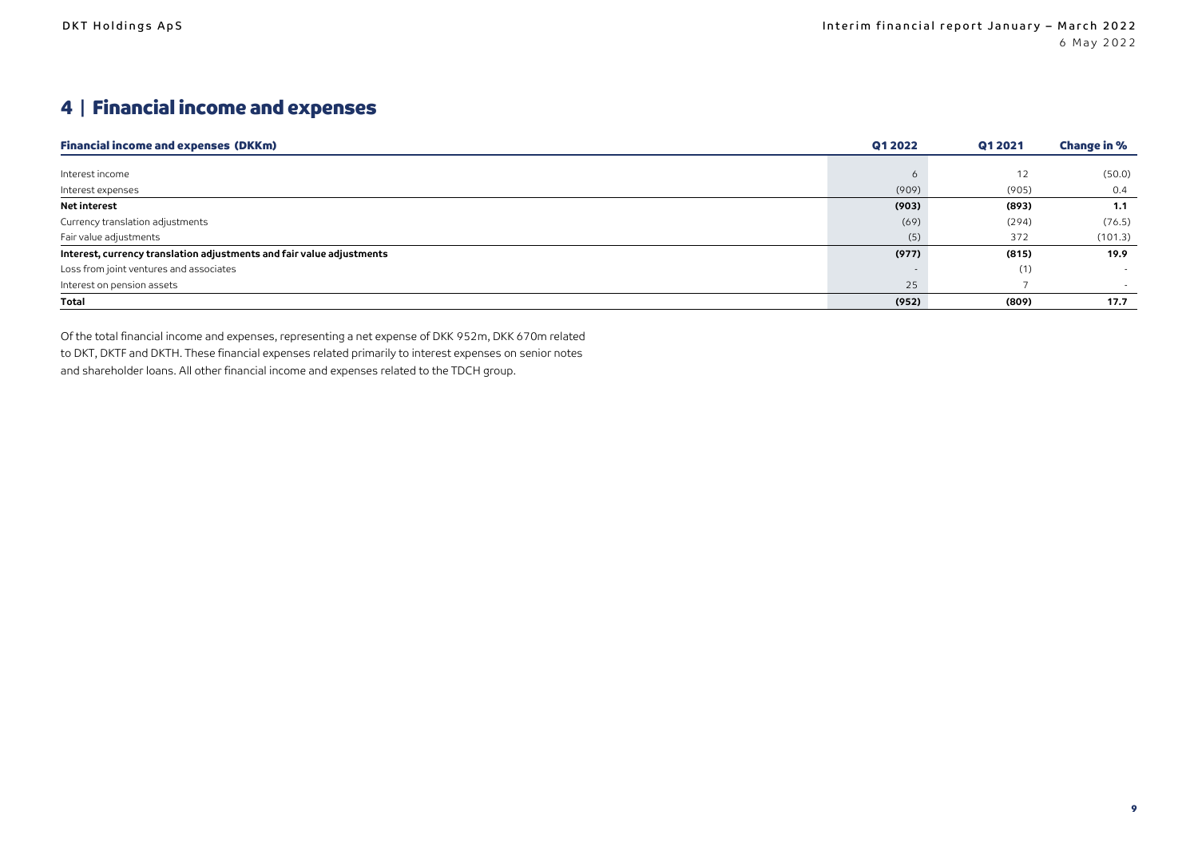# 4 | Financial income and expenses

| Financial income and expenses (DKKm) | Q1 2022 | Q1 2021 | Change in % |
|---|---|---|---|
| Interest income | 6 | 12 | (50.0) |
| Interest expenses | (909) | (905) | 0.4 |
| **Net interest** | **(903)** | **(893)** | **1.1** |
| Currency translation adjustments | (69) | (294) | (76.5) |
| Fair value adjustments | (5) | 372 | (101.3) |
| **Interest, currency translation adjustments and fair value adjustments** | **(977)** | **(815)** | **19.9** |
| Loss from joint ventures and associates | - | (1) | - |
| Interest on pension assets | 25 | 7 | - |
| **Total** | **(952)** | **(809)** | **17.7** |

Of the total financial income and expenses, representing a net expense of DKK 952m, DKK 670m related to DKT, DKTF and DKTH. These financial expenses related primarily to interest expenses on senior notes and shareholder loans. All other financial income and expenses related to the TDCH group.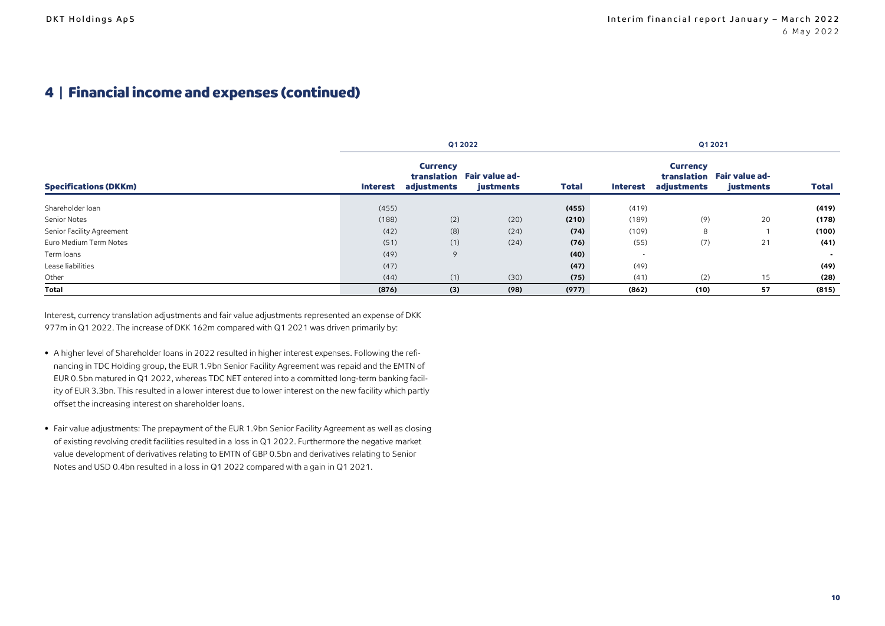## 4 | Financial income and expenses (continued)

| Specifications (DKKm) | Q1 2022 | | | | Q1 2021 | | | |
|---|---|---|---|---|---|---|---|---|
| | Interest | Currency translation adjustments | Fair value adjustments | Total | Interest | Currency translation adjustments | Fair value adjustments | Total |
| Shareholder loan | (455) | | | **(455)** | (419) | | | **(419)** |
| Senior Notes | (188) | (2) | (20) | **(210)** | (189) | (9) | 20 | **(178)** |
| Senior Facility Agreement | (42) | (8) | (24) | **(74)** | (109) | 8 | 1 | **(100)** |
| Euro Medium Term Notes | (51) | (1) | (24) | **(76)** | (55) | (7) | 21 | **(41)** |
| Term loans | (49) | 9 | | **(40)** | - | | | **-** |
| Lease liabilities | (47) | | | **(47)** | (49) | | | **(49)** |
| Other | (44) | (1) | (30) | **(75)** | (41) | (2) | 15 | **(28)** |
| **Total** | **(876)** | **(3)** | **(98)** | **(977)** | **(862)** | **(10)** | **57** | **(815)** |

Interest, currency translation adjustments and fair value adjustments represented an expense of DKK 977m in Q1 2022. The increase of DKK 162m compared with Q1 2021 was driven primarily by:

- A higher level of Shareholder loans in 2022 resulted in higher interest expenses. Following the refinancing in TDC Holding group, the EUR 1.9bn Senior Facility Agreement was repaid and the EMTN of EUR 0.5bn matured in Q1 2022, whereas TDC NET entered into a committed long-term banking facility of EUR 3.3bn. This resulted in a lower interest due to lower interest on the new facility which partly offset the increasing interest on shareholder loans.

- Fair value adjustments: The prepayment of the EUR 1.9bn Senior Facility Agreement as well as closing of existing revolving credit facilities resulted in a loss in Q1 2022. Furthermore the negative market value development of derivatives relating to EMTN of GBP 0.5bn and derivatives relating to Senior Notes and USD 0.4bn resulted in a loss in Q1 2022 compared with a gain in Q1 2021.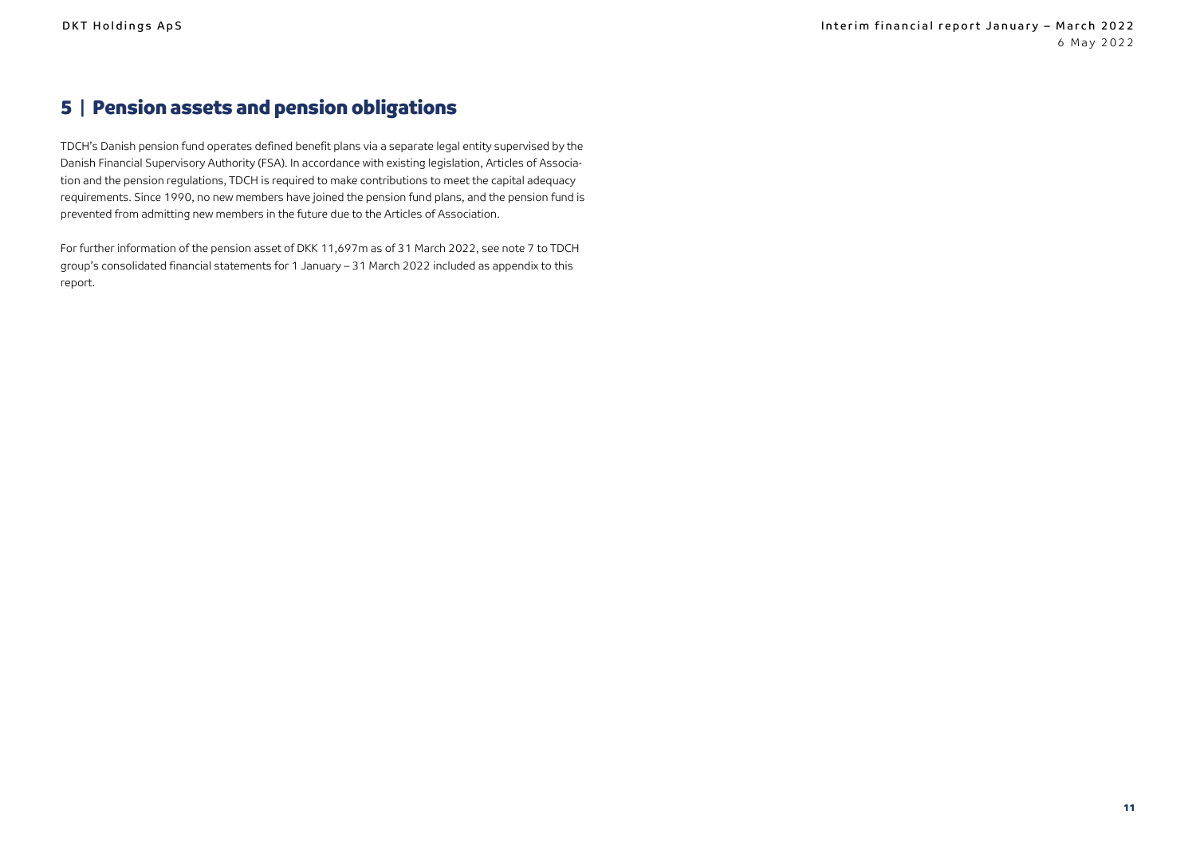# 5 | Pension assets and pension obligations

TDCH's Danish pension fund operates defined benefit plans via a separate legal entity supervised by the Danish Financial Supervisory Authority (FSA). In accordance with existing legislation, Articles of Association and the pension regulations, TDCH is required to make contributions to meet the capital adequacy requirements. Since 1990, no new members have joined the pension fund plans, and the pension fund is prevented from admitting new members in the future due to the Articles of Association.

For further information of the pension asset of DKK 11,697m as of 31 March 2022, see note 7 to TDCH group's consolidated financial statements for 1 January – 31 March 2022 included as appendix to this report.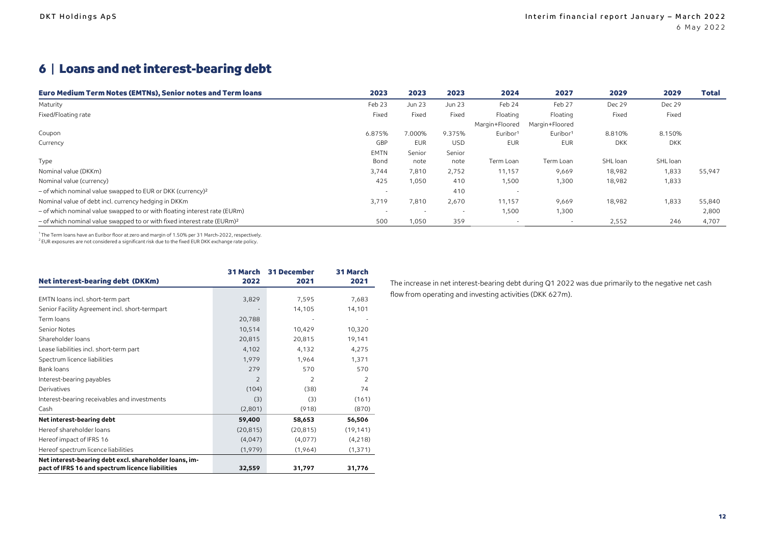# 6 | Loans and net interest-bearing debt

| Euro Medium Term Notes (EMTNs), Senior notes and Term loans | 2023 | 2023 | 2023 | 2024 | 2027 | 2029 | 2029 | Total |
|---|---|---|---|---|---|---|---|---|
| Maturity | Feb 23 | Jun 23 | Jun 23 | Feb 24 | Feb 27 | Dec 29 | Dec 29 | |
| Fixed/Floating rate | Fixed | Fixed | Fixed | Floating | Floating | Fixed | Fixed | |
| Coupon | 6.875% | 7.000% | 9.375% | Margin+Floored Euribor[1] | Margin+Floored Euribor[1] | 8.810% | 8.150% | |
| Currency | GBP | EUR | USD | EUR | EUR | DKK | DKK | |
| Type | EMTN Bond | Senior note | Senior note | Term Loan | Term Loan | SHL loan | SHL loan | |
| Nominal value (DKKm) | 3,744 | 7,810 | 2,752 | 11,157 | 9,669 | 18,982 | 1,833 | 55,947 |
| Nominal value (currency) | 425 | 1,050 | 410 | 1,500 | 1,300 | 18,982 | 1,833 | |
| – of which nominal value swapped to EUR or DKK (currency)[2] | - | | 410 | - | | | | |
| Nominal value of debt incl. currency hedging in DKKm | 3,719 | 7,810 | 2,670 | 11,157 | 9,669 | 18,982 | 1,833 | 55,840 |
| – of which nominal value swapped to or with floating interest rate (EURm) | - | - | - | 1,500 | 1,300 | | | 2,800 |
| – of which nominal value swapped to or with fixed interest rate (EURm)[2] | 500 | 1,050 | 359 | - | - | 2,552 | 246 | 4,707 |

[1] The Term loans have an Euribor floor at zero and margin of 1.50% per 31 March-2022, respectively.
[2] EUR exposures are not considered a significant risk due to the fixed EUR DKK exchange rate policy.

| Net interest-bearing debt (DKKm) | 31 March 2022 | 31 December 2021 | 31 March 2021 |
|---|---|---|---|
| EMTN loans incl. short-term part | 3,829 | 7,595 | 7,683 |
| Senior Facility Agreement incl. short-termpart | - | 14,105 | 14,101 |
| Term loans | 20,788 | - | - |
| Senior Notes | 10,514 | 10,429 | 10,320 |
| Shareholder loans | 20,815 | 20,815 | 19,141 |
| Lease liabilities incl. short-term part | 4,102 | 4,132 | 4,275 |
| Spectrum licence liabilities | 1,979 | 1,964 | 1,371 |
| Bank loans | 279 | 570 | 570 |
| Interest-bearing payables | 2 | 2 | 2 |
| Derivatives | (104) | (38) | 74 |
| Interest-bearing receivables and investments | (3) | (3) | (161) |
| Cash | (2,801) | (918) | (870) |
| **Net interest-bearing debt** | **59,400** | **58,653** | **56,506** |
| Hereof shareholder loans | (20,815) | (20,815) | (19,141) |
| Hereof impact of IFRS 16 | (4,047) | (4,077) | (4,218) |
| Hereof spectrum licence liabilities | (1,979) | (1,964) | (1,371) |
| **Net interest-bearing debt excl. shareholder loans, impact of IFRS 16 and spectrum licence liabilities** | **32,559** | **31,797** | **31,776** |

The increase in net interest-bearing debt during Q1 2022 was due primarily to the negative net cash flow from operating and investing activities (DKK 627m).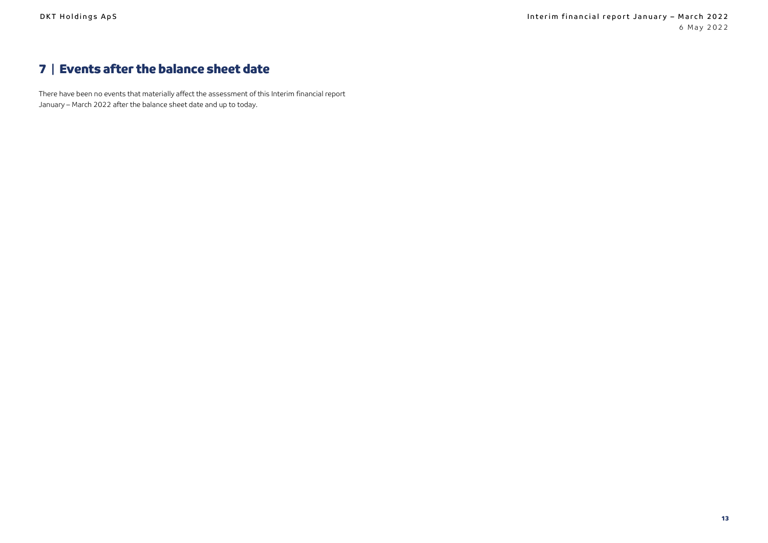# 7 | Events after the balance sheet date

There have been no events that materially affect the assessment of this Interim financial report January – March 2022 after the balance sheet date and up to today.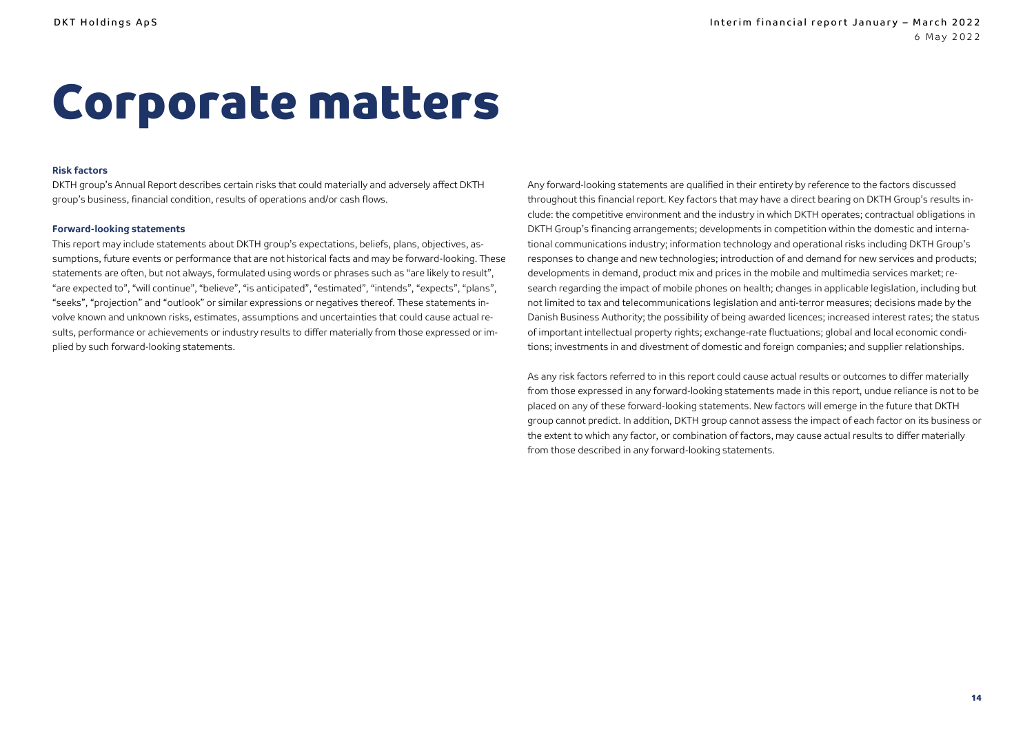# Corporate matters

### Risk factors

DKTH group's Annual Report describes certain risks that could materially and adversely affect DKTH group's business, financial condition, results of operations and/or cash flows.

### Forward-looking statements

This report may include statements about DKTH group's expectations, beliefs, plans, objectives, assumptions, future events or performance that are not historical facts and may be forward-looking. These statements are often, but not always, formulated using words or phrases such as "are likely to result", "are expected to", "will continue", "believe", "is anticipated", "estimated", "intends", "expects", "plans", "seeks", "projection" and "outlook" or similar expressions or negatives thereof. These statements involve known and unknown risks, estimates, assumptions and uncertainties that could cause actual results, performance or achievements or industry results to differ materially from those expressed or implied by such forward-looking statements.

Any forward-looking statements are qualified in their entirety by reference to the factors discussed throughout this financial report. Key factors that may have a direct bearing on DKTH Group's results include: the competitive environment and the industry in which DKTH operates; contractual obligations in DKTH Group's financing arrangements; developments in competition within the domestic and international communications industry; information technology and operational risks including DKTH Group's responses to change and new technologies; introduction of and demand for new services and products; developments in demand, product mix and prices in the mobile and multimedia services market; research regarding the impact of mobile phones on health; changes in applicable legislation, including but not limited to tax and telecommunications legislation and anti-terror measures; decisions made by the Danish Business Authority; the possibility of being awarded licences; increased interest rates; the status of important intellectual property rights; exchange-rate fluctuations; global and local economic conditions; investments in and divestment of domestic and foreign companies; and supplier relationships.

As any risk factors referred to in this report could cause actual results or outcomes to differ materially from those expressed in any forward-looking statements made in this report, undue reliance is not to be placed on any of these forward-looking statements. New factors will emerge in the future that DKTH group cannot predict. In addition, DKTH group cannot assess the impact of each factor on its business or the extent to which any factor, or combination of factors, may cause actual results to differ materially from those described in any forward-looking statements.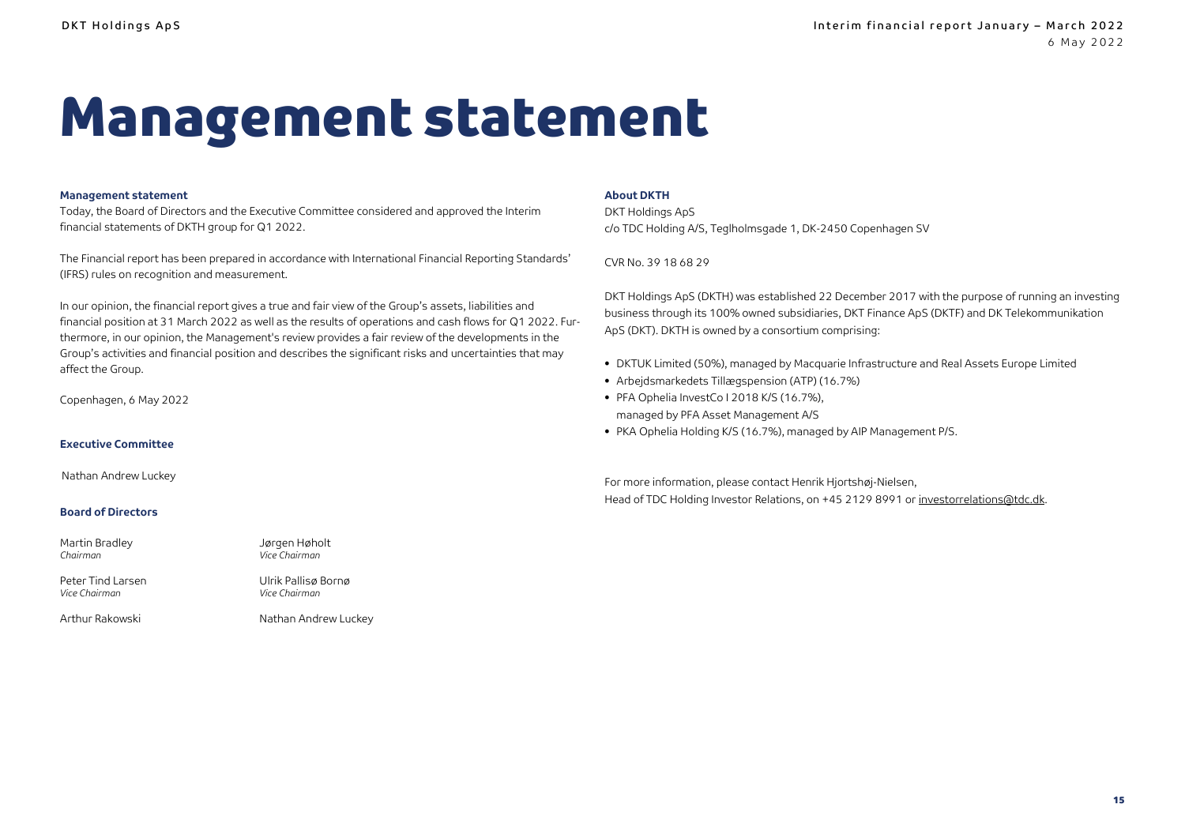# Management statement

**Management statement**

Today, the Board of Directors and the Executive Committee considered and approved the Interim financial statements of DKTH group for Q1 2022.

The Financial report has been prepared in accordance with International Financial Reporting Standards' (IFRS) rules on recognition and measurement.

In our opinion, the financial report gives a true and fair view of the Group's assets, liabilities and financial position at 31 March 2022 as well as the results of operations and cash flows for Q1 2022. Furthermore, in our opinion, the Management's review provides a fair review of the developments in the Group's activities and financial position and describes the significant risks and uncertainties that may affect the Group.

Copenhagen, 6 May 2022

**Executive Committee**

Nathan Andrew Luckey

**Board of Directors**

| | |
|---|---|
| Martin Bradley<br>*Chairman* | Jørgen Høholt<br>*Vice Chairman* |
| Peter Tind Larsen<br>*Vice Chairman* | Ulrik Pallisø Bornø<br>*Vice Chairman* |
| Arthur Rakowski | Nathan Andrew Luckey |

**About DKTH**

DKT Holdings ApS
c/o TDC Holding A/S, Teglholmsgade 1, DK-2450 Copenhagen SV

CVR No. 39 18 68 29

DKT Holdings ApS (DKTH) was established 22 December 2017 with the purpose of running an investing business through its 100% owned subsidiaries, DKT Finance ApS (DKTF) and DK Telekommunikation ApS (DKT). DKTH is owned by a consortium comprising:

- DKTUK Limited (50%), managed by Macquarie Infrastructure and Real Assets Europe Limited
- Arbejdsmarkedets Tillægspension (ATP) (16.7%)
- PFA Ophelia InvestCo I 2018 K/S (16.7%), managed by PFA Asset Management A/S
- PKA Ophelia Holding K/S (16.7%), managed by AIP Management P/S.

For more information, please contact Henrik Hjortshøj-Nielsen,
Head of TDC Holding Investor Relations, on +45 2129 8991 or investorrelations@tdc.dk.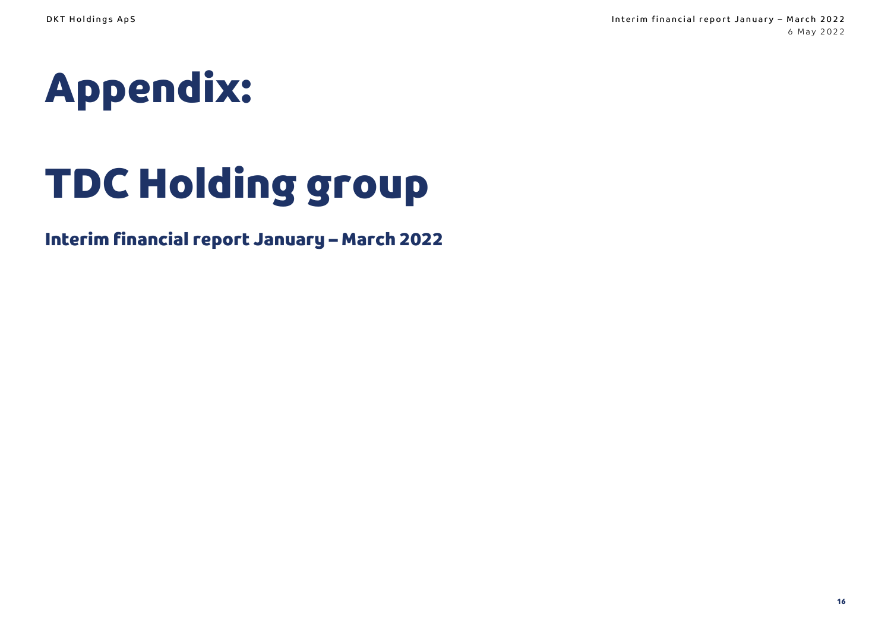# Appendix:

# TDC Holding group

## Interim financial report January – March 2022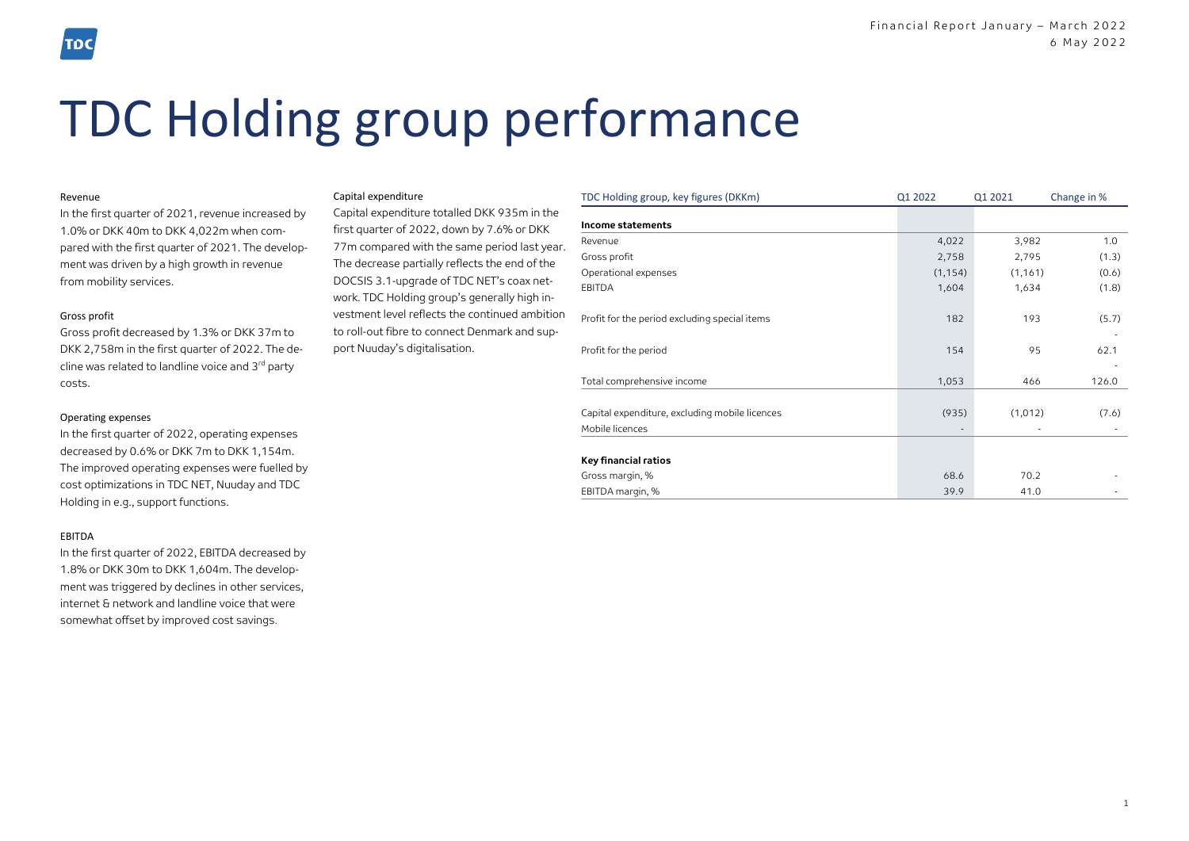# TDC Holding group performance

Revenue

In the first quarter of 2021, revenue increased by 1.0% or DKK 40m to DKK 4,022m when compared with the first quarter of 2021. The development was driven by a high growth in revenue from mobility services.

Gross profit

Gross profit decreased by 1.3% or DKK 37m to DKK 2,758m in the first quarter of 2022. The decline was related to landline voice and 3rd party costs.

Operating expenses

In the first quarter of 2022, operating expenses decreased by 0.6% or DKK 7m to DKK 1,154m. The improved operating expenses were fuelled by cost optimizations in TDC NET, Nuuday and TDC Holding in e.g., support functions.

EBITDA

In the first quarter of 2022, EBITDA decreased by 1.8% or DKK 30m to DKK 1,604m. The development was triggered by declines in other services, internet & network and landline voice that were somewhat offset by improved cost savings.

Capital expenditure

Capital expenditure totalled DKK 935m in the first quarter of 2022, down by 7.6% or DKK 77m compared with the same period last year. The decrease partially reflects the end of the DOCSIS 3.1-upgrade of TDC NET's coax network. TDC Holding group's generally high investment level reflects the continued ambition to roll-out fibre to connect Denmark and support Nuuday's digitalisation.

| TDC Holding group, key figures (DKKm) | Q1 2022 | Q1 2021 | Change in % |
|---|---|---|---|
| **Income statements** | | | |
| Revenue | 4,022 | 3,982 | 1.0 |
| Gross profit | 2,758 | 2,795 | (1.3) |
| Operational expenses | (1,154) | (1,161) | (0.6) |
| EBITDA | 1,604 | 1,634 | (1.8) |
| Profit for the period excluding special items | 182 | 193 | (5.7) |
| Profit for the period | 154 | 95 | 62.1 |
| Total comprehensive income | 1,053 | 466 | 126.0 |
| Capital expenditure, excluding mobile licences | (935) | (1,012) | (7.6) |
| Mobile licences | - | - | - |
| **Key financial ratios** | | | |
| Gross margin, % | 68.6 | 70.2 | - |
| EBITDA margin, % | 39.9 | 41.0 | - |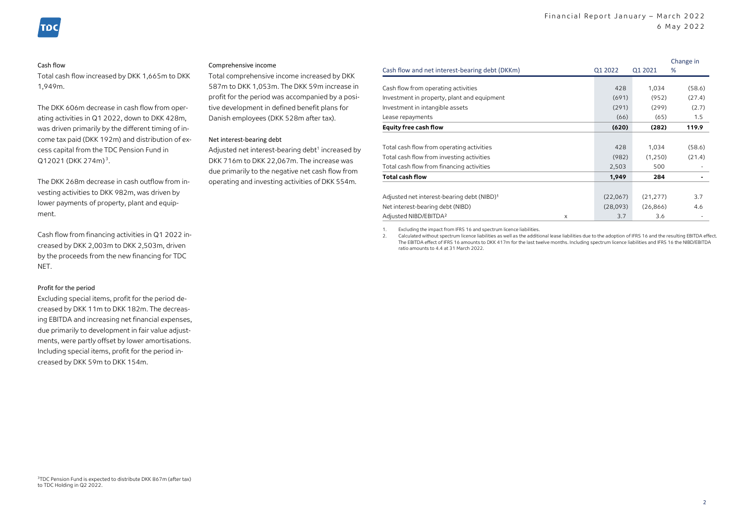### Cash flow

Total cash flow increased by DKK 1,665m to DKK 1,949m.

The DKK 606m decrease in cash flow from operating activities in Q1 2022, down to DKK 428m, was driven primarily by the different timing of income tax paid (DKK 192m) and distribution of excess capital from the TDC Pension Fund in Q12021 (DKK 274m)[3].

The DKK 268m decrease in cash outflow from investing activities to DKK 982m, was driven by lower payments of property, plant and equipment.

Cash flow from financing activities in Q1 2022 increased by DKK 2,003m to DKK 2,503m, driven by the proceeds from the new financing for TDC NET.

### Profit for the period

Excluding special items, profit for the period decreased by DKK 11m to DKK 182m. The decreasing EBITDA and increasing net financial expenses, due primarily to development in fair value adjustments, were partly offset by lower amortisations. Including special items, profit for the period increased by DKK 59m to DKK 154m.

### Comprehensive income

Total comprehensive income increased by DKK 587m to DKK 1,053m. The DKK 59m increase in profit for the period was accompanied by a positive development in defined benefit plans for Danish employees (DKK 528m after tax).

### Net interest-bearing debt

Adjusted net interest-bearing debt[1] increased by DKK 716m to DKK 22,067m. The increase was due primarily to the negative net cash flow from operating and investing activities of DKK 554m.

| Cash flow and net interest-bearing debt (DKKm) | | Q1 2022 | Q1 2021 | Change in % |
|---|---|---|---|---|
| Cash flow from operating activities | | 428 | 1,034 | (58.6) |
| Investment in property, plant and equipment | | (691) | (952) | (27.4) |
| Investment in intangible assets | | (291) | (299) | (2.7) |
| Lease repayments | | (66) | (65) | 1.5 |
| **Equity free cash flow** | | **(620)** | **(282)** | **119.9** |
| | | | | |
| Total cash flow from operating activities | | 428 | 1,034 | (58.6) |
| Total cash flow from investing activities | | (982) | (1,250) | (21.4) |
| Total cash flow from financing activities | | 2,503 | 500 | - |
| **Total cash flow** | | **1,949** | **284** | **-** |
| | | | | |
| Adjusted net interest-bearing debt (NIBD)[1] | | (22,067) | (21,277) | 3.7 |
| Net interest-bearing debt (NIBD) | | (28,093) | (26,866) | 4.6 |
| Adjusted NIBD/EBITDA[2] | x | 3.7 | 3.6 | - |

1. Excluding the impact from IFRS 16 and spectrum licence liabilities.
2. Calculated without spectrum licence liabilities as well as the additional lease liabilities due to the adoption of IFRS 16 and the resulting EBITDA effect. The EBITDA effect of IFRS 16 amounts to DKK 417m for the last twelve months. Including spectrum licence liabilities and IFRS 16 the NIBD/EBITDA ratio amounts to 4.4 at 31 March 2022.

[3] TDC Pension Fund is expected to distribute DKK 867m (after tax) to TDC Holding in Q2 2022.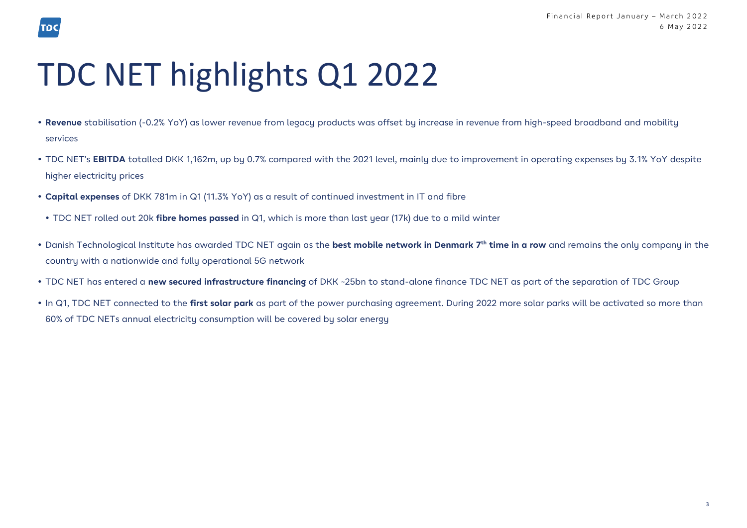# TDC NET highlights Q1 2022

- **Revenue** stabilisation (-0.2% YoY) as lower revenue from legacy products was offset by increase in revenue from high-speed broadband and mobility services
- TDC NET's **EBITDA** totalled DKK 1,162m, up by 0.7% compared with the 2021 level, mainly due to improvement in operating expenses by 3.1% YoY despite higher electricity prices
- **Capital expenses** of DKK 781m in Q1 (11.3% YoY) as a result of continued investment in IT and fibre
  - TDC NET rolled out 20k **fibre homes passed** in Q1, which is more than last year (17k) due to a mild winter
- Danish Technological Institute has awarded TDC NET again as the **best mobile network in Denmark 7th time in a row** and remains the only company in the country with a nationwide and fully operational 5G network
- TDC NET has entered a **new secured infrastructure financing** of DKK ~25bn to stand-alone finance TDC NET as part of the separation of TDC Group
- In Q1, TDC NET connected to the **first solar park** as part of the power purchasing agreement. During 2022 more solar parks will be activated so more than 60% of TDC NETs annual electricity consumption will be covered by solar energy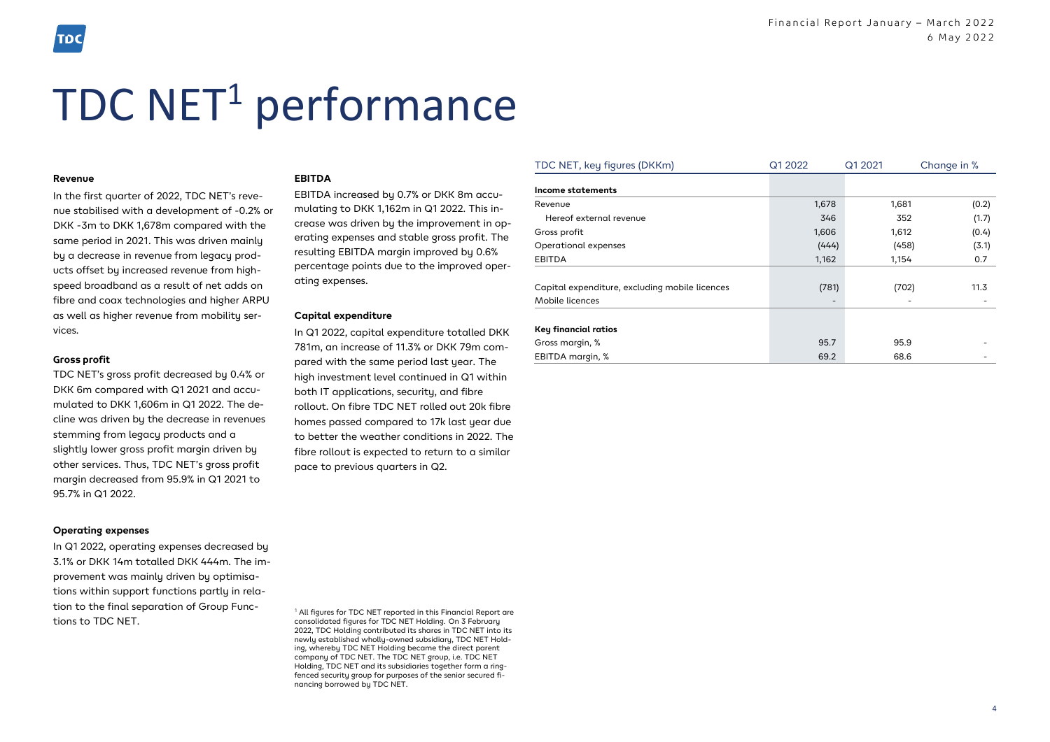# TDC NET[1] performance

**Revenue**

In the first quarter of 2022, TDC NET's revenue stabilised with a development of -0.2% or DKK -3m to DKK 1,678m compared with the same period in 2021. This was driven mainly by a decrease in revenue from legacy products offset by increased revenue from high-speed broadband as a result of net adds on fibre and coax technologies and higher ARPU as well as higher revenue from mobility services.

**Gross profit**

TDC NET's gross profit decreased by 0.4% or DKK 6m compared with Q1 2021 and accumulated to DKK 1,606m in Q1 2022. The decline was driven by the decrease in revenues stemming from legacy products and a slightly lower gross profit margin driven by other services. Thus, TDC NET's gross profit margin decreased from 95.9% in Q1 2021 to 95.7% in Q1 2022.

**Operating expenses**

In Q1 2022, operating expenses decreased by 3.1% or DKK 14m totalled DKK 444m. The improvement was mainly driven by optimisations within support functions partly in relation to the final separation of Group Functions to TDC NET.

**EBITDA**

EBITDA increased by 0.7% or DKK 8m accumulating to DKK 1,162m in Q1 2022. This increase was driven by the improvement in operating expenses and stable gross profit. The resulting EBITDA margin improved by 0.6% percentage points due to the improved operating expenses.

**Capital expenditure**

In Q1 2022, capital expenditure totalled DKK 781m, an increase of 11.3% or DKK 79m compared with the same period last year. The high investment level continued in Q1 within both IT applications, security, and fibre rollout. On fibre TDC NET rolled out 20k fibre homes passed compared to 17k last year due to better the weather conditions in 2022. The fibre rollout is expected to return to a similar pace to previous quarters in Q2.

| TDC NET, key figures (DKKm) | Q1 2022 | Q1 2021 | Change in % |
|---|---|---|---|
| **Income statements** | | | |
| Revenue | 1,678 | 1,681 | (0.2) |
| Hereof external revenue | 346 | 352 | (1.7) |
| Gross profit | 1,606 | 1,612 | (0.4) |
| Operational expenses | (444) | (458) | (3.1) |
| EBITDA | 1,162 | 1,154 | 0.7 |
| | | | |
| Capital expenditure, excluding mobile licences | (781) | (702) | 11.3 |
| Mobile licences | - | - | - |
| | | | |
| **Key financial ratios** | | | |
| Gross margin, % | 95.7 | 95.9 | - |
| EBITDA margin, % | 69.2 | 68.6 | - |

[1] All figures for TDC NET reported in this Financial Report are consolidated figures for TDC NET Holding. On 3 February 2022, TDC Holding contributed its shares in TDC NET into its newly established wholly-owned subsidiary, TDC NET Holding, whereby TDC NET Holding became the direct parent company of TDC NET. The TDC NET group, i.e. TDC NET Holding, TDC NET and its subsidiaries together form a ring-fenced security group for purposes of the senior secured financing borrowed by TDC NET.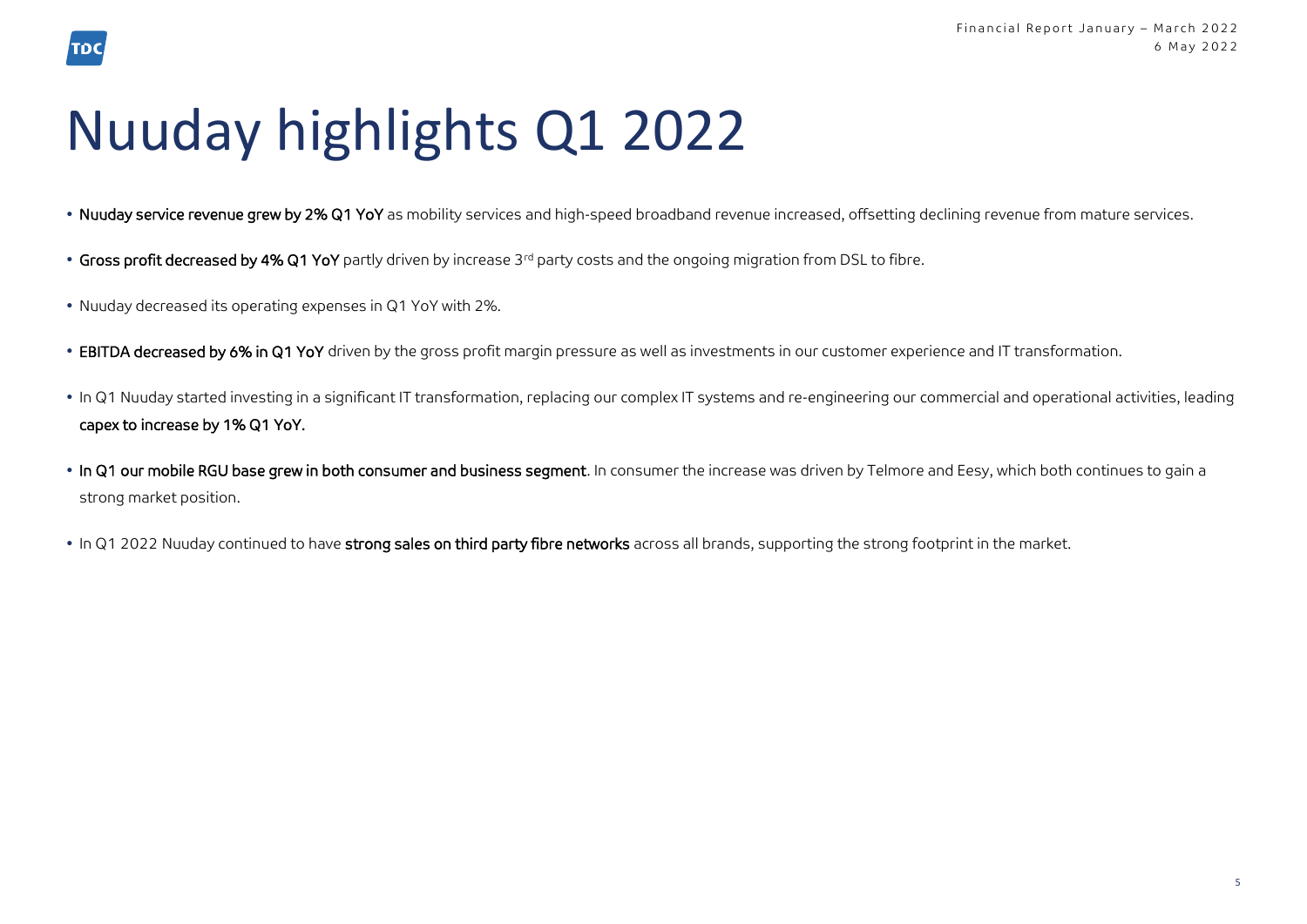# Nuuday highlights Q1 2022

- **Nuuday service revenue grew by 2% Q1 YoY** as mobility services and high-speed broadband revenue increased, offsetting declining revenue from mature services.
- **Gross profit decreased by 4% Q1 YoY** partly driven by increase 3rd party costs and the ongoing migration from DSL to fibre.
- Nuuday decreased its operating expenses in Q1 YoY with 2%.
- **EBITDA decreased by 6% in Q1 YoY** driven by the gross profit margin pressure as well as investments in our customer experience and IT transformation.
- In Q1 Nuuday started investing in a significant IT transformation, replacing our complex IT systems and re-engineering our commercial and operational activities, leading **capex to increase by 1% Q1 YoY.**
- **In Q1 our mobile RGU base grew in both consumer and business segment**. In consumer the increase was driven by Telmore and Eesy, which both continues to gain a strong market position.
- In Q1 2022 Nuuday continued to have **strong sales on third party fibre networks** across all brands, supporting the strong footprint in the market.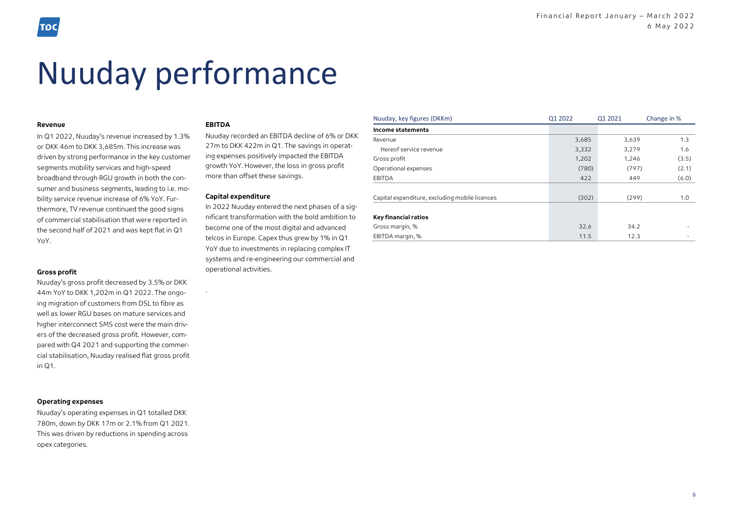# Nuuday performance

#### Revenue

In Q1 2022, Nuuday's revenue increased by 1.3% or DKK 46m to DKK 3,685m. This increase was driven by strong performance in the key customer segments mobility services and high-speed broadband through RGU growth in both the consumer and business segments, leading to i.e. mobility service revenue increase of 6% YoY. Furthermore, TV revenue continued the good signs of commercial stabilisation that were reported in the second half of 2021 and was kept flat in Q1 YoY.

#### Gross profit

Nuuday's gross profit decreased by 3.5% or DKK 44m YoY to DKK 1,202m in Q1 2022. The ongoing migration of customers from DSL to fibre as well as lower RGU bases on mature services and higher interconnect SMS cost were the main drivers of the decreased gross profit. However, compared with Q4 2021 and supporting the commercial stabilisation, Nuuday realised flat gross profit in Q1.

#### Operating expenses

Nuuday's operating expenses in Q1 totalled DKK 780m, down by DKK 17m or 2.1% from Q1 2021. This was driven by reductions in spending across opex categories.

#### EBITDA

Nuuday recorded an EBITDA decline of 6% or DKK 27m to DKK 422m in Q1. The savings in operating expenses positively impacted the EBITDA growth YoY. However, the loss in gross profit more than offset these savings.

#### Capital expenditure

In 2022 Nuuday entered the next phases of a significant transformation with the bold ambition to become one of the most digital and advanced telcos in Europe. Capex thus grew by 1% in Q1 YoY due to investments in replacing complex IT systems and re-engineering our commercial and operational activities.

| Nuuday, key figures (DKKm) | Q1 2022 | Q1 2021 | Change in % |
|---|---|---|---|
| **Income statements** | | | |
| Revenue | 3,685 | 3,639 | 1.3 |
| Hereof service revenue | 3,332 | 3,279 | 1.6 |
| Gross profit | 1,202 | 1,246 | (3.5) |
| Operational expenses | (780) | (797) | (2.1) |
| EBITDA | 422 | 449 | (6.0) |
| | | | |
| Capital expenditure, excluding mobile licences | (302) | (299) | 1.0 |
| | | | |
| **Key financial ratios** | | | |
| Gross margin, % | 32.6 | 34.2 | - |
| EBITDA margin, % | 11.5 | 12.3 | - |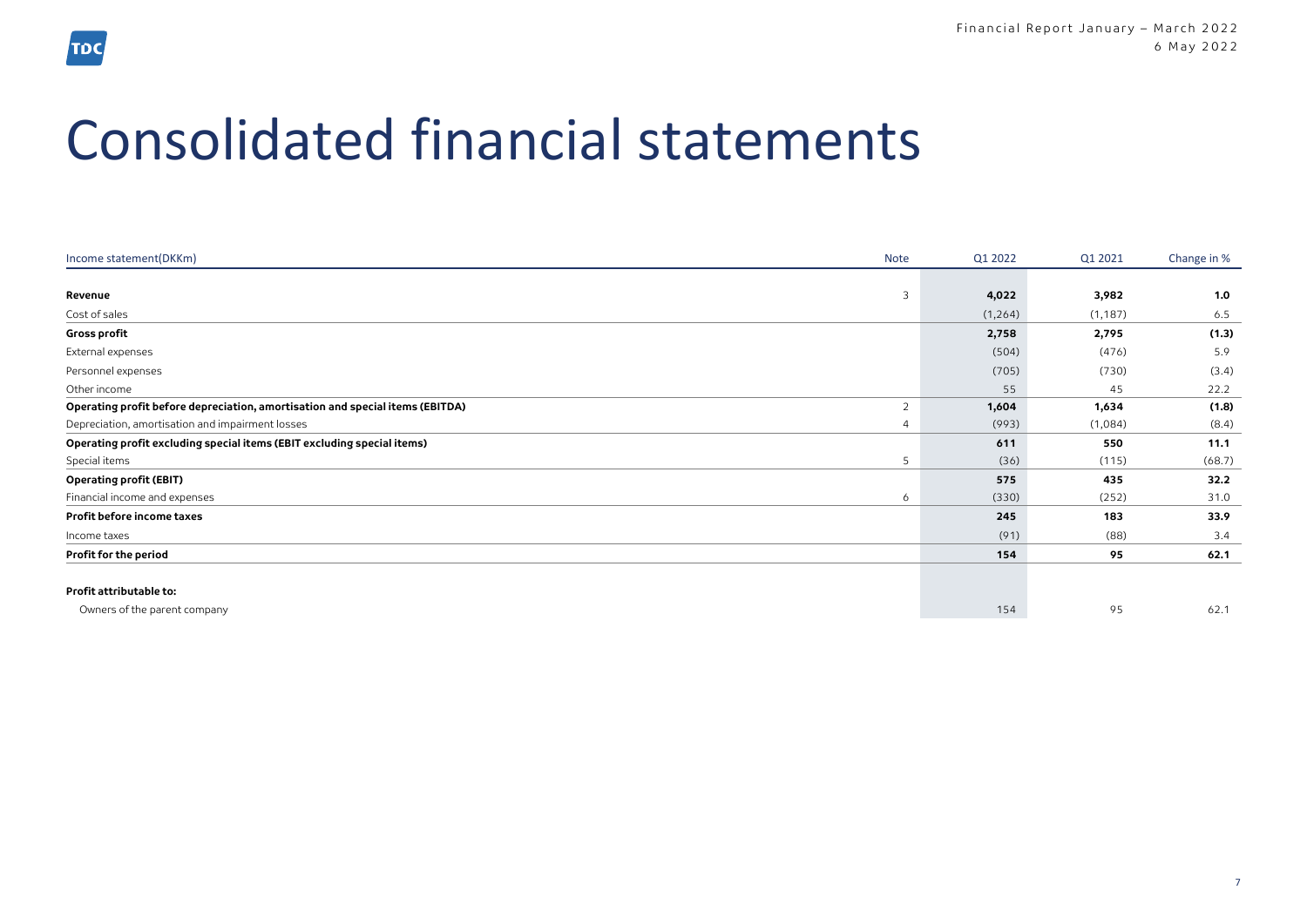# Consolidated financial statements

| Income statement(DKKm) | Note | Q1 2022 | Q1 2021 | Change in % |
|---|---|---|---|---|
| **Revenue** | 3 | **4,022** | **3,982** | **1.0** |
| Cost of sales | | (1,264) | (1,187) | 6.5 |
| **Gross profit** | | **2,758** | **2,795** | **(1.3)** |
| External expenses | | (504) | (476) | 5.9 |
| Personnel expenses | | (705) | (730) | (3.4) |
| Other income | | 55 | 45 | 22.2 |
| **Operating profit before depreciation, amortisation and special items (EBITDA)** | 2 | **1,604** | **1,634** | **(1.8)** |
| Depreciation, amortisation and impairment losses | 4 | (993) | (1,084) | (8.4) |
| **Operating profit excluding special items (EBIT excluding special items)** | | **611** | **550** | **11.1** |
| Special items | 5 | (36) | (115) | (68.7) |
| **Operating profit (EBIT)** | | **575** | **435** | **32.2** |
| Financial income and expenses | 6 | (330) | (252) | 31.0 |
| **Profit before income taxes** | | **245** | **183** | **33.9** |
| Income taxes | | (91) | (88) | 3.4 |
| **Profit for the period** | | **154** | **95** | **62.1** |
| | | | | |
| **Profit attributable to:** | | | | |
| Owners of the parent company | | 154 | 95 | 62.1 |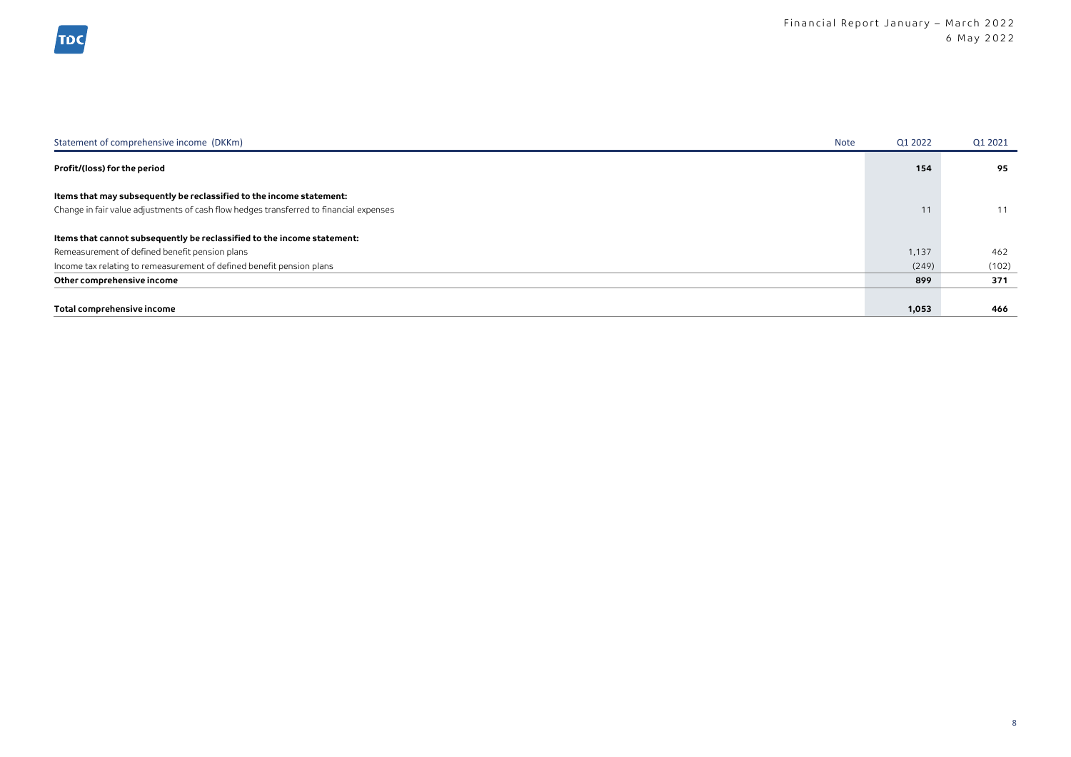| Statement of comprehensive income (DKKm) | Note | Q1 2022 | Q1 2021 |
|---|---|---|---|
| **Profit/(loss) for the period** | | **154** | **95** |
| **Items that may subsequently be reclassified to the income statement:** | | | |
| Change in fair value adjustments of cash flow hedges transferred to financial expenses | | 11 | 11 |
| **Items that cannot subsequently be reclassified to the income statement:** | | | |
| Remeasurement of defined benefit pension plans | | 1,137 | 462 |
| Income tax relating to remeasurement of defined benefit pension plans | | (249) | (102) |
| **Other comprehensive income** | | **899** | **371** |
| **Total comprehensive income** | | **1,053** | **466** |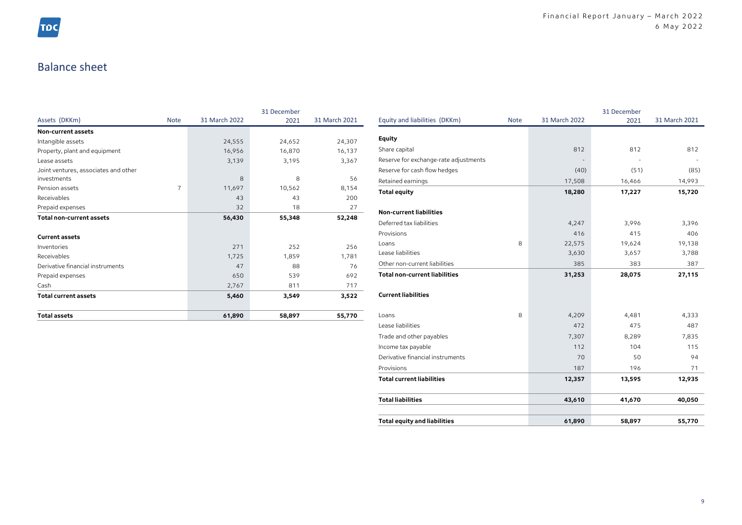# Balance sheet

| Assets (DKKm) | Note | 31 March 2022 | 31 December 2021 | 31 March 2021 |
|---|---|---|---|---|
| **Non-current assets** | | | | |
| Intangible assets | | 24,555 | 24,652 | 24,307 |
| Property, plant and equipment | | 16,956 | 16,870 | 16,137 |
| Lease assets | | 3,139 | 3,195 | 3,367 |
| Joint ventures, associates and other investments | | 8 | 8 | 56 |
| Pension assets | 7 | 11,697 | 10,562 | 8,154 |
| Receivables | | 43 | 43 | 200 |
| Prepaid expenses | | 32 | 18 | 27 |
| **Total non-current assets** | | **56,430** | **55,348** | **52,248** |
| | | | | |
| **Current assets** | | | | |
| Inventories | | 271 | 252 | 256 |
| Receivables | | 1,725 | 1,859 | 1,781 |
| Derivative financial instruments | | 47 | 88 | 76 |
| Prepaid expenses | | 650 | 539 | 692 |
| Cash | | 2,767 | 811 | 717 |
| **Total current assets** | | **5,460** | **3,549** | **3,522** |
| | | | | |
| **Total assets** | | **61,890** | **58,897** | **55,770** |

| Equity and liabilities (DKKm) | Note | 31 March 2022 | 31 December 2021 | 31 March 2021 |
|---|---|---|---|---|
| **Equity** | | | | |
| Share capital | | 812 | 812 | 812 |
| Reserve for exchange-rate adjustments | | - | - | - |
| Reserve for cash flow hedges | | (40) | (51) | (85) |
| Retained earnings | | 17,508 | 16,466 | 14,993 |
| **Total equity** | | **18,280** | **17,227** | **15,720** |
| | | | | |
| **Non-current liabilities** | | | | |
| Deferred tax liabilities | | 4,247 | 3,996 | 3,396 |
| Provisions | | 416 | 415 | 406 |
| Loans | 8 | 22,575 | 19,624 | 19,138 |
| Lease liabilities | | 3,630 | 3,657 | 3,788 |
| Other non-current liabilities | | 385 | 383 | 387 |
| **Total non-current liabilities** | | **31,253** | **28,075** | **27,115** |
| | | | | |
| **Current liabilities** | | | | |
| Loans | 8 | 4,209 | 4,481 | 4,333 |
| Lease liabilities | | 472 | 475 | 487 |
| Trade and other payables | | 7,307 | 8,289 | 7,835 |
| Income tax payable | | 112 | 104 | 115 |
| Derivative financial instruments | | 70 | 50 | 94 |
| Provisions | | 187 | 196 | 71 |
| **Total current liabilities** | | **12,357** | **13,595** | **12,935** |
| | | | | |
| **Total liabilities** | | **43,610** | **41,670** | **40,050** |
| | | | | |
| **Total equity and liabilities** | | **61,890** | **58,897** | **55,770** |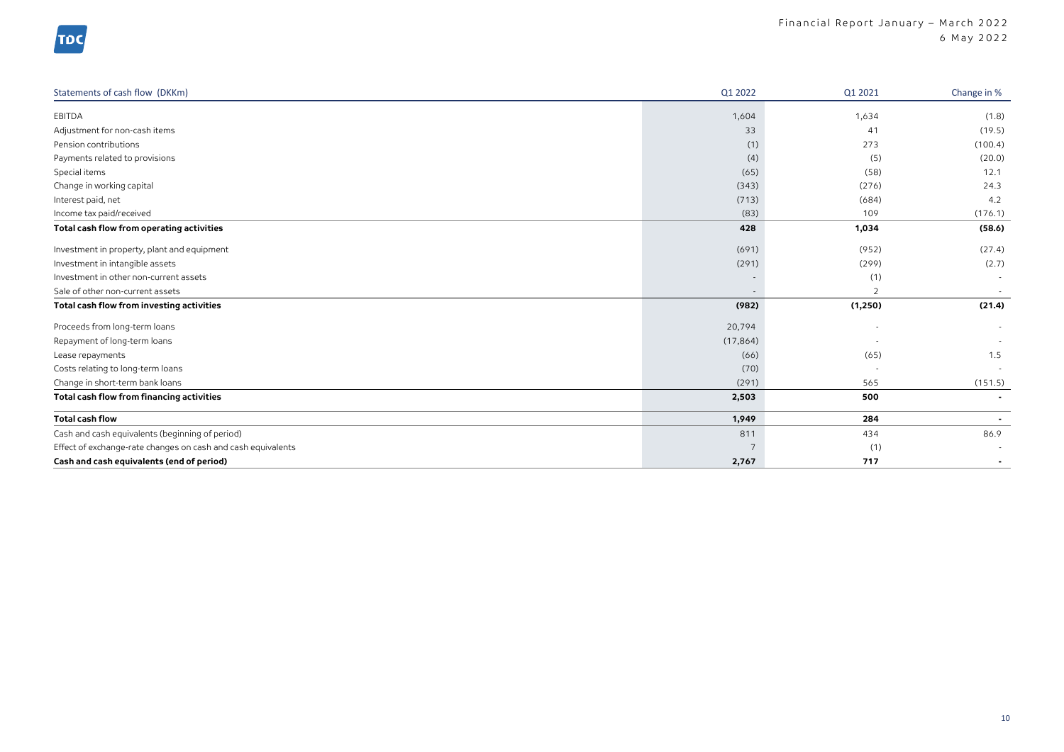| Statements of cash flow (DKKm) | Q1 2022 | Q1 2021 | Change in % |
|---|---|---|---|
| EBITDA | 1,604 | 1,634 | (1.8) |
| Adjustment for non-cash items | 33 | 41 | (19.5) |
| Pension contributions | (1) | 273 | (100.4) |
| Payments related to provisions | (4) | (5) | (20.0) |
| Special items | (65) | (58) | 12.1 |
| Change in working capital | (343) | (276) | 24.3 |
| Interest paid, net | (713) | (684) | 4.2 |
| Income tax paid/received | (83) | 109 | (176.1) |
| **Total cash flow from operating activities** | **428** | **1,034** | **(58.6)** |
| Investment in property, plant and equipment | (691) | (952) | (27.4) |
| Investment in intangible assets | (291) | (299) | (2.7) |
| Investment in other non-current assets | - | (1) | - |
| Sale of other non-current assets | - | 2 | - |
| **Total cash flow from investing activities** | **(982)** | **(1,250)** | **(21.4)** |
| Proceeds from long-term loans | 20,794 | - | - |
| Repayment of long-term loans | (17,864) | - | - |
| Lease repayments | (66) | (65) | 1.5 |
| Costs relating to long-term loans | (70) | - | - |
| Change in short-term bank loans | (291) | 565 | (151.5) |
| **Total cash flow from financing activities** | **2,503** | **500** | **-** |
| **Total cash flow** | **1,949** | **284** | **-** |
| Cash and cash equivalents (beginning of period) | 811 | 434 | 86.9 |
| Effect of exchange-rate changes on cash and cash equivalents | 7 | (1) | - |
| **Cash and cash equivalents (end of period)** | **2,767** | **717** | **-** |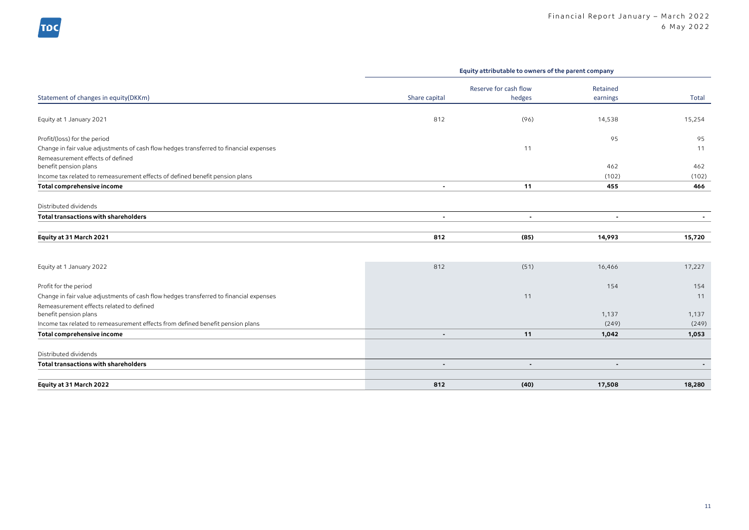| Statement of changes in equity(DKKm) | Equity attributable to owners of the parent company | | | |
|---|---|---|---|---|
| | Share capital | Reserve for cash flow hedges | Retained earnings | Total |
| Equity at 1 January 2021 | 812 | (96) | 14,538 | 15,254 |
| Profit/(loss) for the period | | | 95 | 95 |
| Change in fair value adjustments of cash flow hedges transferred to financial expenses | | 11 | | 11 |
| Remeasurement effects of defined benefit pension plans | | | 462 | 462 |
| Income tax related to remeasurement effects of defined benefit pension plans | | | (102) | (102) |
| **Total comprehensive income** | **-** | **11** | **455** | **466** |
| Distributed dividends | | | | |
| **Total transactions with shareholders** | **-** | **-** | **-** | **-** |
| **Equity at 31 March 2021** | **812** | **(85)** | **14,993** | **15,720** |
| Equity at 1 January 2022 | 812 | (51) | 16,466 | 17,227 |
| Profit for the period | | | 154 | 154 |
| Change in fair value adjustments of cash flow hedges transferred to financial expenses | | 11 | | 11 |
| Remeasurement effects related to defined benefit pension plans | | | 1,137 | 1,137 |
| Income tax related to remeasurement effects from defined benefit pension plans | | | (249) | (249) |
| **Total comprehensive income** | **-** | **11** | **1,042** | **1,053** |
| Distributed dividends | | | | |
| **Total transactions with shareholders** | **-** | **-** | **-** | **-** |
| **Equity at 31 March 2022** | **812** | **(40)** | **17,508** | **18,280** |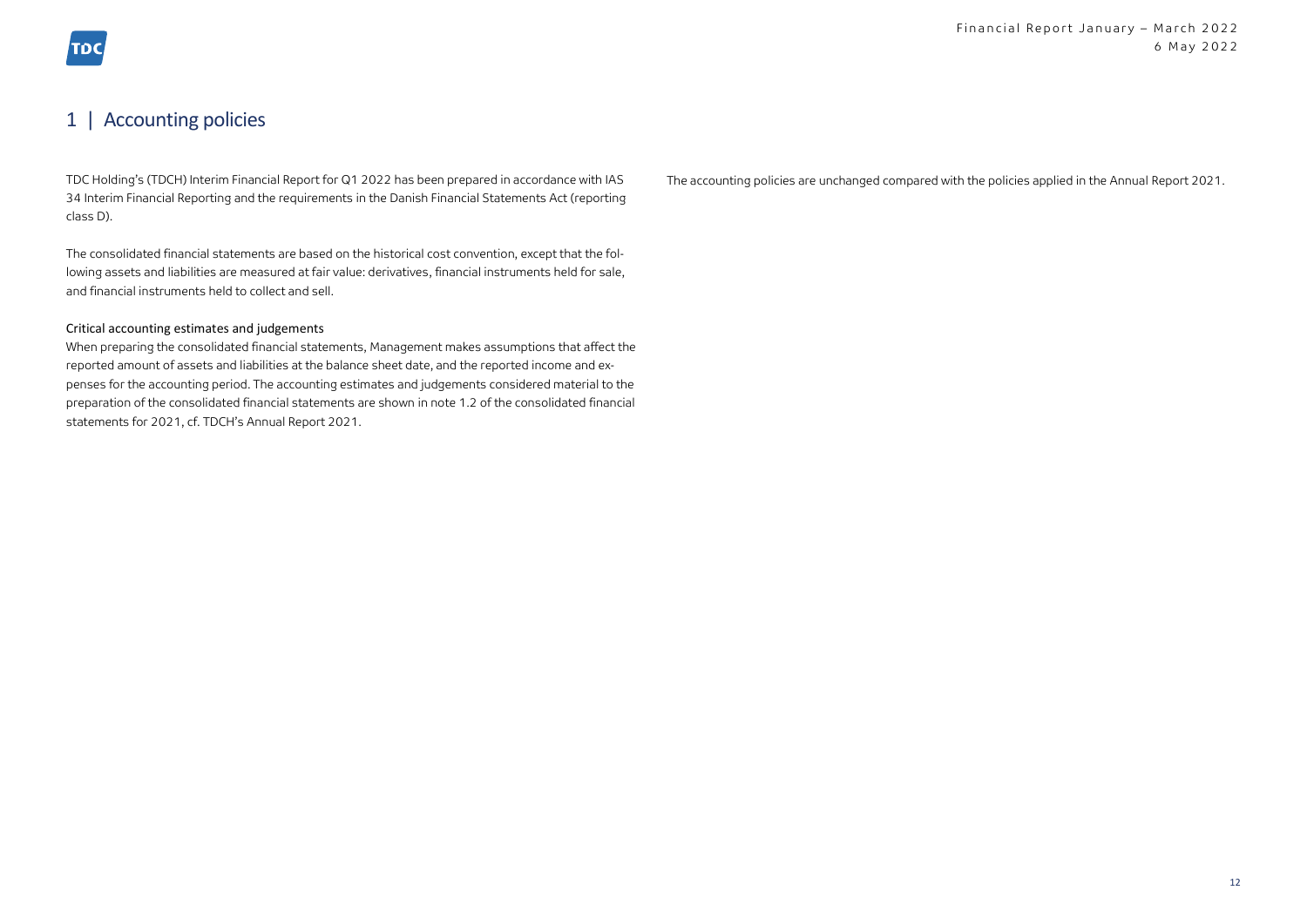# 1 | Accounting policies

TDC Holding's (TDCH) Interim Financial Report for Q1 2022 has been prepared in accordance with IAS 34 Interim Financial Reporting and the requirements in the Danish Financial Statements Act (reporting class D).

The consolidated financial statements are based on the historical cost convention, except that the following assets and liabilities are measured at fair value: derivatives, financial instruments held for sale, and financial instruments held to collect and sell.

### Critical accounting estimates and judgements

When preparing the consolidated financial statements, Management makes assumptions that affect the reported amount of assets and liabilities at the balance sheet date, and the reported income and expenses for the accounting period. The accounting estimates and judgements considered material to the preparation of the consolidated financial statements are shown in note 1.2 of the consolidated financial statements for 2021, cf. TDCH's Annual Report 2021.

The accounting policies are unchanged compared with the policies applied in the Annual Report 2021.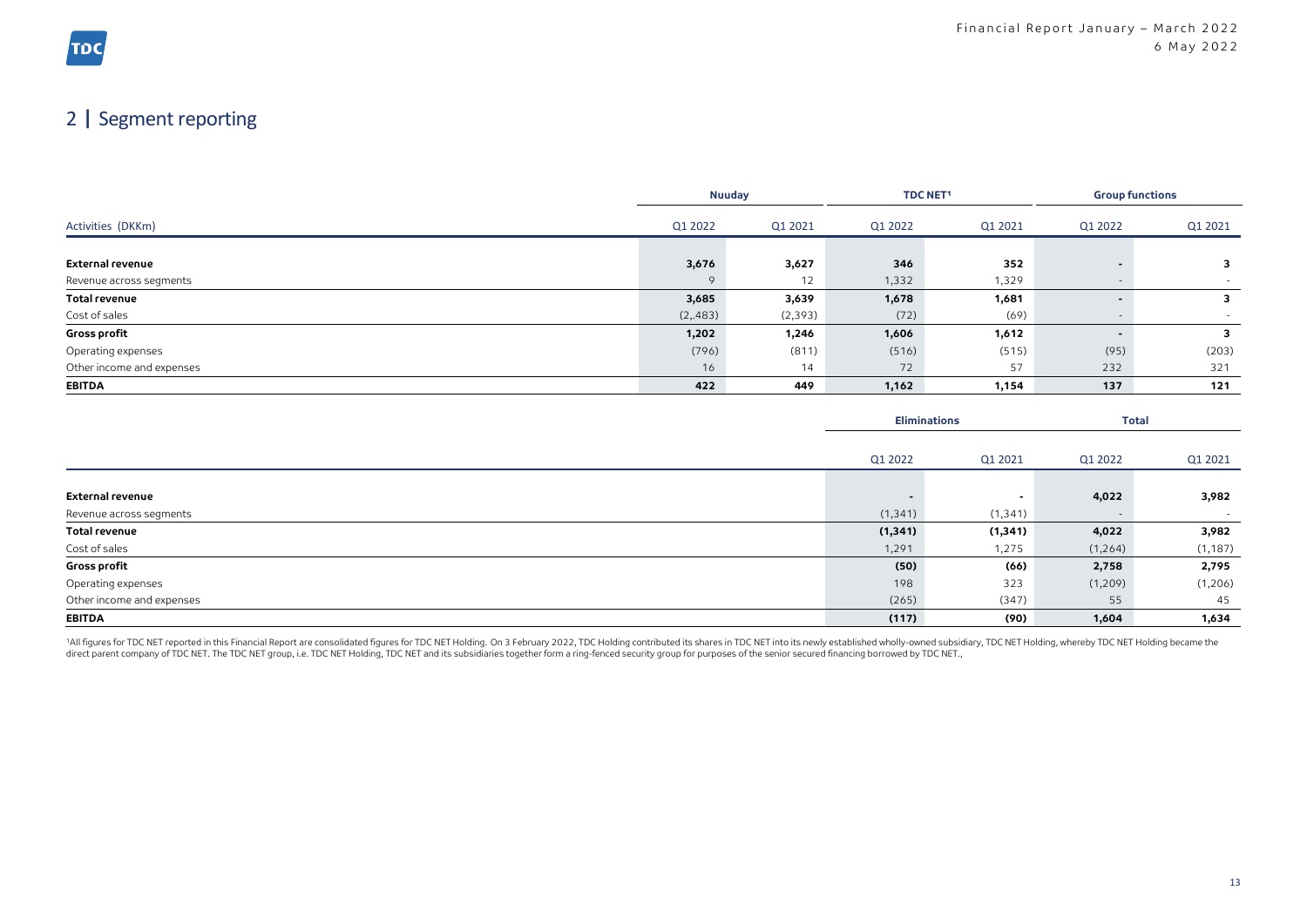## 2 | Segment reporting

| Activities (DKKm) | Nuuday | | TDC NET[1] | | Group functions | |
|---|---|---|---|---|---|---|
| | Q1 2022 | Q1 2021 | Q1 2022 | Q1 2021 | Q1 2022 | Q1 2021 |
| **External revenue** | **3,676** | **3,627** | **346** | **352** | **-** | **3** |
| Revenue across segments | 9 | 12 | 1,332 | 1,329 | - | - |
| **Total revenue** | **3,685** | **3,639** | **1,678** | **1,681** | **-** | **3** |
| Cost of sales | (2,.483) | (2,393) | (72) | (69) | - | - |
| **Gross profit** | **1,202** | **1,246** | **1,606** | **1,612** | **-** | **3** |
| Operating expenses | (796) | (811) | (516) | (515) | (95) | (203) |
| Other income and expenses | 16 | 14 | 72 | 57 | 232 | 321 |
| **EBITDA** | **422** | **449** | **1,162** | **1,154** | **137** | **121** |

| | Eliminations | | Total | |
|---|---|---|---|---|
| | Q1 2022 | Q1 2021 | Q1 2022 | Q1 2021 |
| **External revenue** | **-** | **-** | **4,022** | **3,982** |
| Revenue across segments | (1,341) | (1,341) | - | - |
| **Total revenue** | **(1,341)** | **(1,341)** | **4,022** | **3,982** |
| Cost of sales | 1,291 | 1,275 | (1,264) | (1,187) |
| **Gross profit** | **(50)** | **(66)** | **2,758** | **2,795** |
| Operating expenses | 198 | 323 | (1,209) | (1,206) |
| Other income and expenses | (265) | (347) | 55 | 45 |
| **EBITDA** | **(117)** | **(90)** | **1,604** | **1,634** |

[1]All figures for TDC NET reported in this Financial Report are consolidated figures for TDC NET Holding. On 3 February 2022, TDC Holding contributed its shares in TDC NET into its newly established wholly-owned subsidiary, TDC NET Holding, whereby TDC NET Holding became the direct parent company of TDC NET. The TDC NET group, i.e. TDC NET Holding, TDC NET and its subsidiaries together form a ring-fenced security group for purposes of the senior secured financing borrowed by TDC NET.,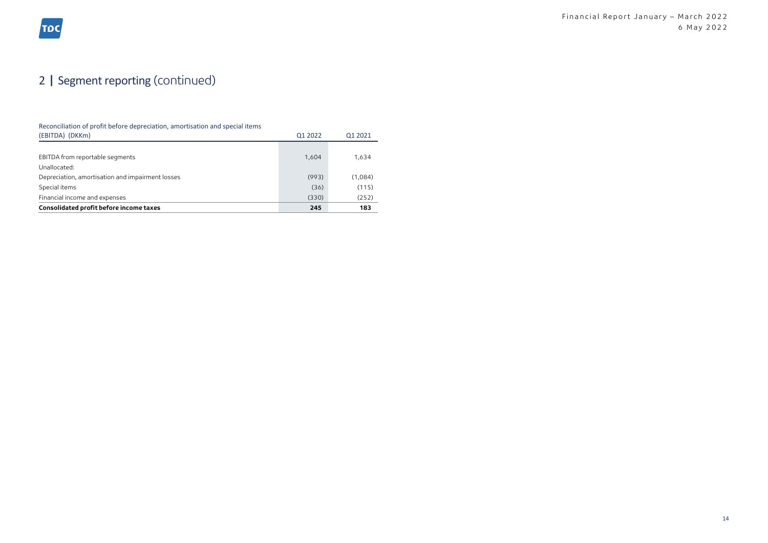## 2 | Segment reporting (continued)

| Reconciliation of profit before depreciation, amortisation and special items (EBITDA) (DKKm) | Q1 2022 | Q1 2021 |
|---|---|---|
| EBITDA from reportable segments | 1,604 | 1,634 |
| Unallocated: | | |
| Depreciation, amortisation and impairment losses | (993) | (1,084) |
| Special items | (36) | (115) |
| Financial income and expenses | (330) | (252) |
| **Consolidated profit before income taxes** | **245** | **183** |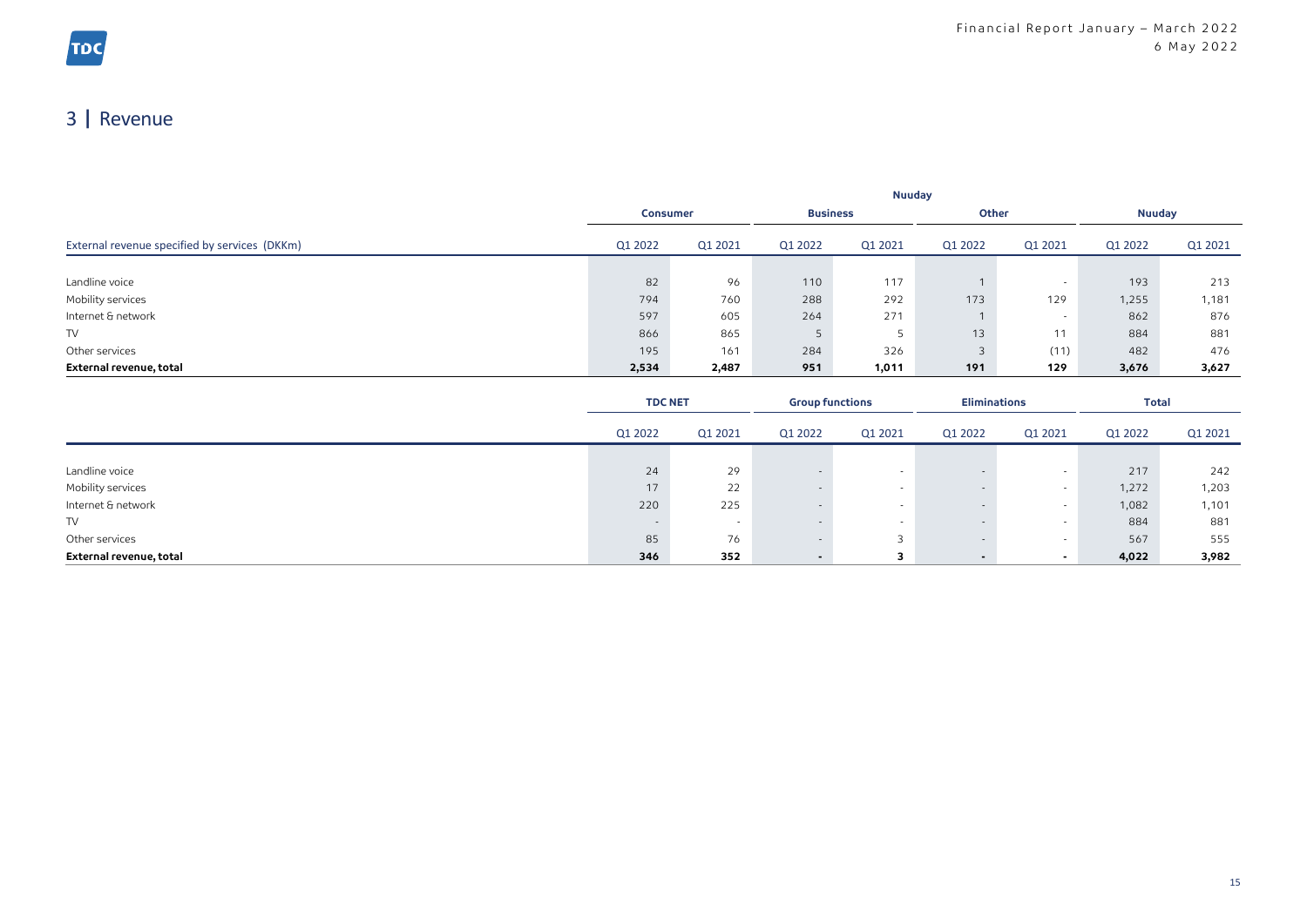# 3 | Revenue

| External revenue specified by services (DKKm) | Nuuday | | | | | | | |
|---|---|---|---|---|---|---|---|---|
| | Consumer | | Business | | Other | | Nuuday | |
| | Q1 2022 | Q1 2021 | Q1 2022 | Q1 2021 | Q1 2022 | Q1 2021 | Q1 2022 | Q1 2021 |
| Landline voice | 82 | 96 | 110 | 117 | 1 | - | 193 | 213 |
| Mobility services | 794 | 760 | 288 | 292 | 173 | 129 | 1,255 | 1,181 |
| Internet & network | 597 | 605 | 264 | 271 | 1 | - | 862 | 876 |
| TV | 866 | 865 | 5 | 5 | 13 | 11 | 884 | 881 |
| Other services | 195 | 161 | 284 | 326 | 3 | (11) | 482 | 476 |
| **External revenue, total** | **2,534** | **2,487** | **951** | **1,011** | **191** | **129** | **3,676** | **3,627** |

| | TDC NET | | Group functions | | Eliminations | | Total | |
|---|---|---|---|---|---|---|---|---|
| | Q1 2022 | Q1 2021 | Q1 2022 | Q1 2021 | Q1 2022 | Q1 2021 | Q1 2022 | Q1 2021 |
| Landline voice | 24 | 29 | - | - | - | - | 217 | 242 |
| Mobility services | 17 | 22 | - | - | - | - | 1,272 | 1,203 |
| Internet & network | 220 | 225 | - | - | - | - | 1,082 | 1,101 |
| TV | - | - | - | - | - | - | 884 | 881 |
| Other services | 85 | 76 | - | 3 | - | - | 567 | 555 |
| **External revenue, total** | **346** | **352** | **-** | **3** | **-** | **-** | **4,022** | **3,982** |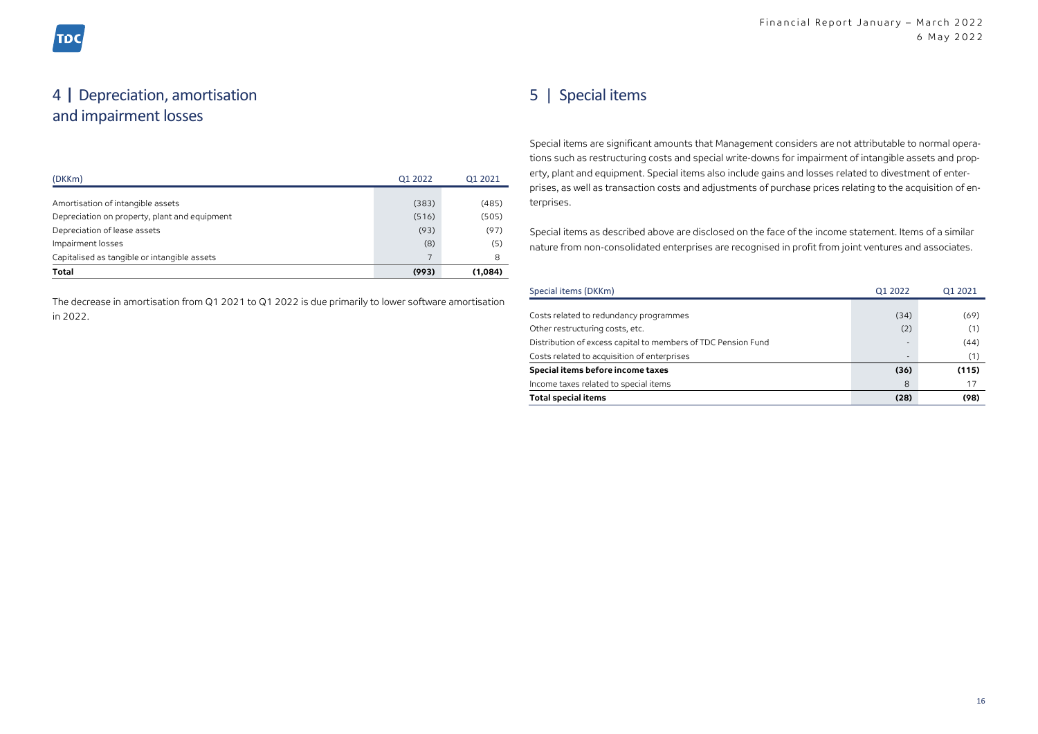## 4 | Depreciation, amortisation and impairment losses

| (DKKm) | Q1 2022 | Q1 2021 |
|---|---|---|
| Amortisation of intangible assets | (383) | (485) |
| Depreciation on property, plant and equipment | (516) | (505) |
| Depreciation of lease assets | (93) | (97) |
| Impairment losses | (8) | (5) |
| Capitalised as tangible or intangible assets | 7 | 8 |
| **Total** | **(993)** | **(1,084)** |

The decrease in amortisation from Q1 2021 to Q1 2022 is due primarily to lower software amortisation in 2022.

## 5 | Special items

Special items are significant amounts that Management considers are not attributable to normal operations such as restructuring costs and special write-downs for impairment of intangible assets and property, plant and equipment. Special items also include gains and losses related to divestment of enterprises, as well as transaction costs and adjustments of purchase prices relating to the acquisition of enterprises.

Special items as described above are disclosed on the face of the income statement. Items of a similar nature from non-consolidated enterprises are recognised in profit from joint ventures and associates.

| Special items (DKKm) | Q1 2022 | Q1 2021 |
|---|---|---|
| Costs related to redundancy programmes | (34) | (69) |
| Other restructuring costs, etc. | (2) | (1) |
| Distribution of excess capital to members of TDC Pension Fund | - | (44) |
| Costs related to acquisition of enterprises | - | (1) |
| **Special items before income taxes** | **(36)** | **(115)** |
| Income taxes related to special items | 8 | 17 |
| **Total special items** | **(28)** | **(98)** |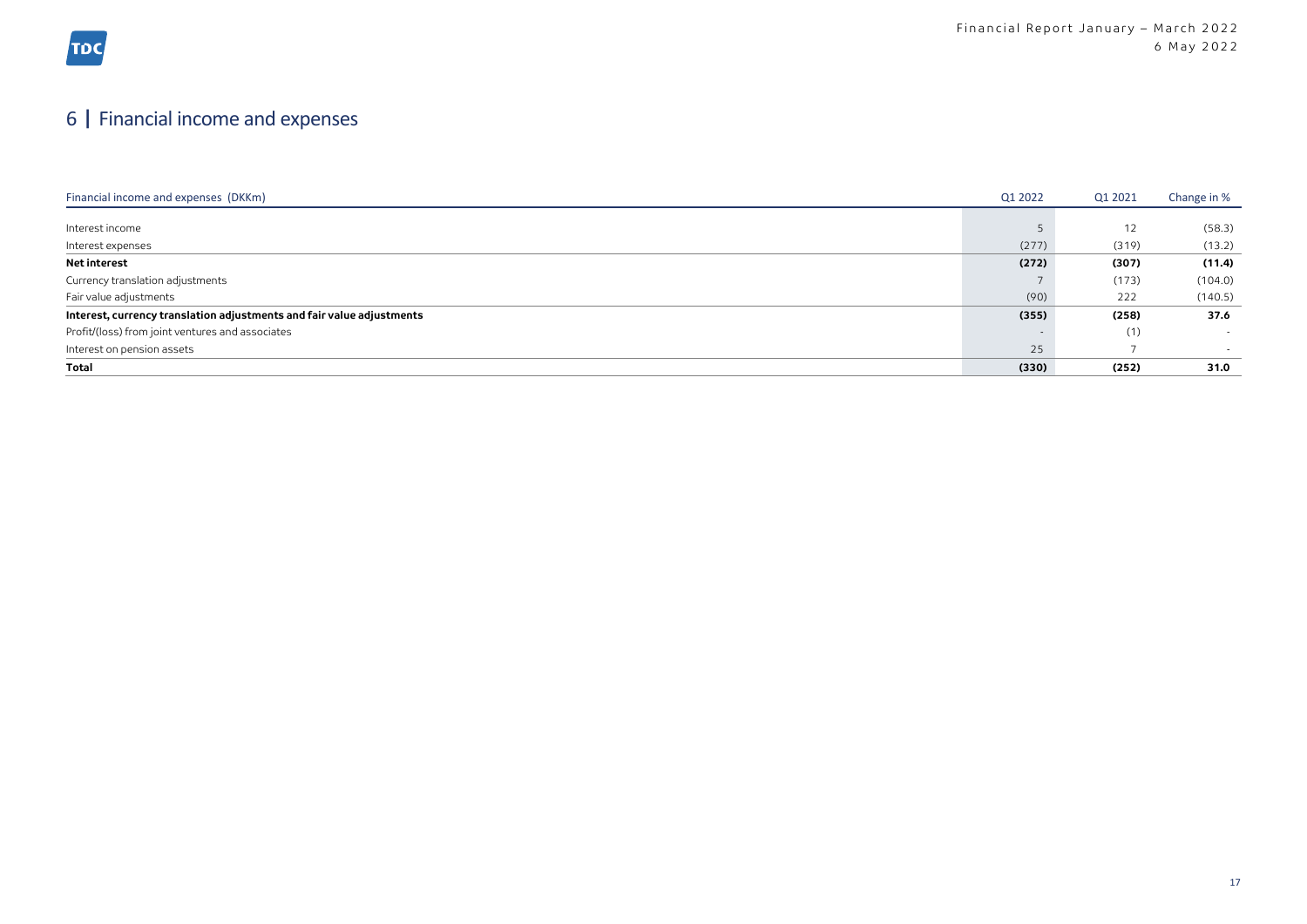# 6 | Financial income and expenses

| Financial income and expenses (DKKm) | Q1 2022 | Q1 2021 | Change in % |
|---|---|---|---|
| Interest income | 5 | 12 | (58.3) |
| Interest expenses | (277) | (319) | (13.2) |
| **Net interest** | **(272)** | **(307)** | **(11.4)** |
| Currency translation adjustments | 7 | (173) | (104.0) |
| Fair value adjustments | (90) | 222 | (140.5) |
| **Interest, currency translation adjustments and fair value adjustments** | **(355)** | **(258)** | **37.6** |
| Profit/(loss) from joint ventures and associates | - | (1) | - |
| Interest on pension assets | 25 | 7 | - |
| **Total** | **(330)** | **(252)** | **31.0** |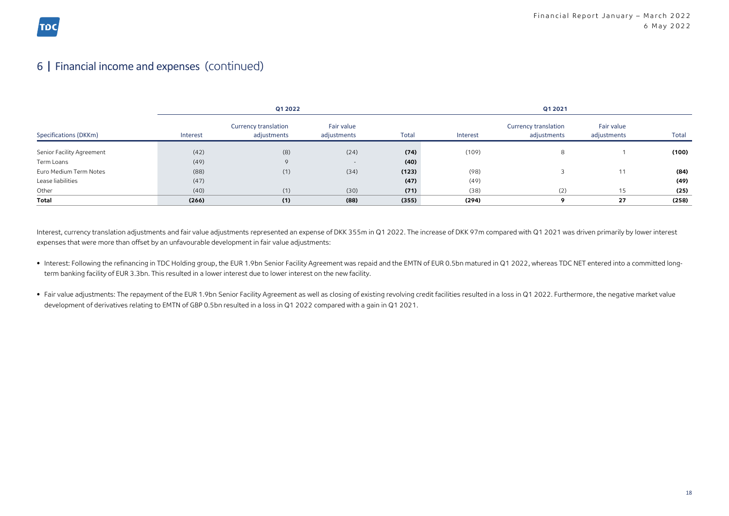## 6 | Financial income and expenses (continued)

| | Q1 2022 | | | | Q1 2021 | | | |
|---|---|---|---|---|---|---|---|---|
| Specifications (DKKm) | Interest | Currency translation adjustments | Fair value adjustments | Total | Interest | Currency translation adjustments | Fair value adjustments | Total |
| Senior Facility Agreement | (42) | (8) | (24) | **(74)** | (109) | 8 | 1 | **(100)** |
| Term Loans | (49) | 9 | - | **(40)** | | | | |
| Euro Medium Term Notes | (88) | (1) | (34) | **(123)** | (98) | 3 | 11 | **(84)** |
| Lease liabilities | (47) | | | **(47)** | (49) | | | **(49)** |
| Other | (40) | (1) | (30) | **(71)** | (38) | (2) | 15 | **(25)** |
| **Total** | **(266)** | **(1)** | **(88)** | **(355)** | **(294)** | **9** | **27** | **(258)** |

Interest, currency translation adjustments and fair value adjustments represented an expense of DKK 355m in Q1 2022. The increase of DKK 97m compared with Q1 2021 was driven primarily by lower interest expenses that were more than offset by an unfavourable development in fair value adjustments:

- Interest: Following the refinancing in TDC Holding group, the EUR 1.9bn Senior Facility Agreement was repaid and the EMTN of EUR 0.5bn matured in Q1 2022, whereas TDC NET entered into a committed long-term banking facility of EUR 3.3bn. This resulted in a lower interest due to lower interest on the new facility.
- Fair value adjustments: The repayment of the EUR 1.9bn Senior Facility Agreement as well as closing of existing revolving credit facilities resulted in a loss in Q1 2022. Furthermore, the negative market value development of derivatives relating to EMTN of GBP 0.5bn resulted in a loss in Q1 2022 compared with a gain in Q1 2021.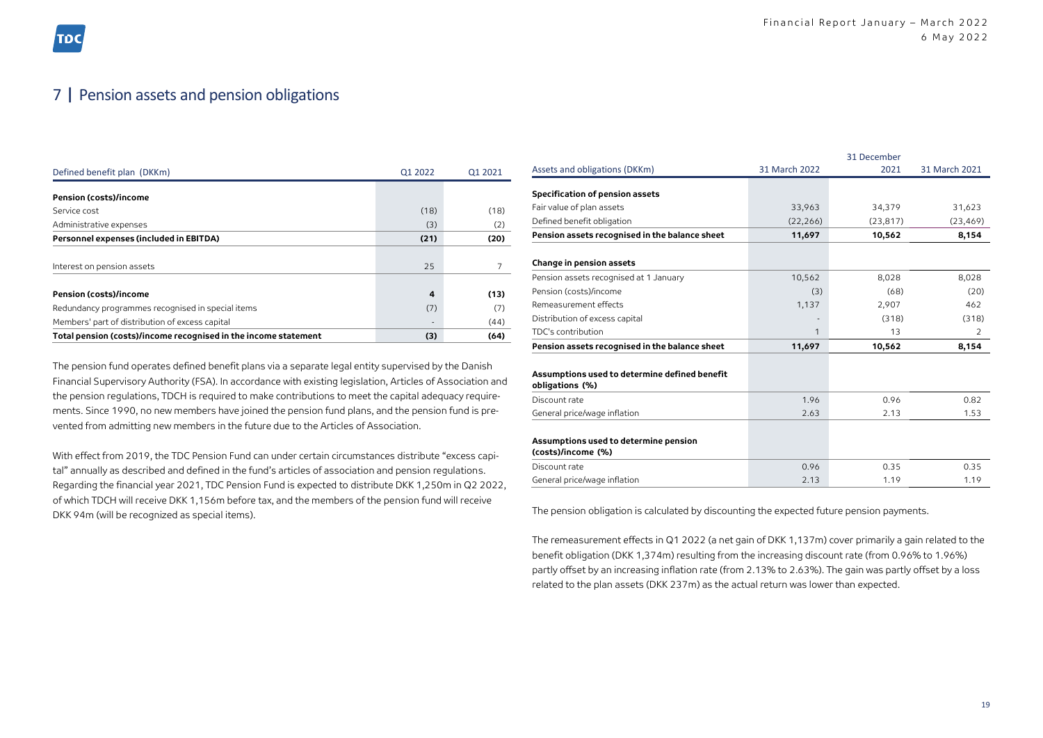# 7 | Pension assets and pension obligations

| Defined benefit plan (DKKm) | Q1 2022 | Q1 2021 |
|---|---|---|
| **Pension (costs)/income** | | |
| Service cost | (18) | (18) |
| Administrative expenses | (3) | (2) |
| **Personnel expenses (included in EBITDA)** | **(21)** | **(20)** |
| | | |
| Interest on pension assets | 25 | 7 |
| | | |
| **Pension (costs)/income** | **4** | **(13)** |
| Redundancy programmes recognised in special items | (7) | (7) |
| Members' part of distribution of excess capital | - | (44) |
| **Total pension (costs)/income recognised in the income statement** | **(3)** | **(64)** |

The pension fund operates defined benefit plans via a separate legal entity supervised by the Danish Financial Supervisory Authority (FSA). In accordance with existing legislation, Articles of Association and the pension regulations, TDCH is required to make contributions to meet the capital adequacy requirements. Since 1990, no new members have joined the pension fund plans, and the pension fund is prevented from admitting new members in the future due to the Articles of Association.

With effect from 2019, the TDC Pension Fund can under certain circumstances distribute "excess capital" annually as described and defined in the fund's articles of association and pension regulations. Regarding the financial year 2021, TDC Pension Fund is expected to distribute DKK 1,250m in Q2 2022, of which TDCH will receive DKK 1,156m before tax, and the members of the pension fund will receive DKK 94m (will be recognized as special items).

| Assets and obligations (DKKm) | 31 March 2022 | 31 December 2021 | 31 March 2021 |
|---|---|---|---|
| **Specification of pension assets** | | | |
| Fair value of plan assets | 33,963 | 34,379 | 31,623 |
| Defined benefit obligation | (22,266) | (23,817) | (23,469) |
| **Pension assets recognised in the balance sheet** | **11,697** | **10,562** | **8,154** |
| | | | |
| **Change in pension assets** | | | |
| Pension assets recognised at 1 January | 10,562 | 8,028 | 8,028 |
| Pension (costs)/income | (3) | (68) | (20) |
| Remeasurement effects | 1,137 | 2,907 | 462 |
| Distribution of excess capital | - | (318) | (318) |
| TDC's contribution | 1 | 13 | 2 |
| **Pension assets recognised in the balance sheet** | **11,697** | **10,562** | **8,154** |
| | | | |
| **Assumptions used to determine defined benefit obligations (%)** | | | |
| Discount rate | 1.96 | 0.96 | 0.82 |
| General price/wage inflation | 2.63 | 2.13 | 1.53 |
| | | | |
| **Assumptions used to determine pension (costs)/income (%)** | | | |
| Discount rate | 0.96 | 0.35 | 0.35 |
| General price/wage inflation | 2.13 | 1.19 | 1.19 |

The pension obligation is calculated by discounting the expected future pension payments.

The remeasurement effects in Q1 2022 (a net gain of DKK 1,137m) cover primarily a gain related to the benefit obligation (DKK 1,374m) resulting from the increasing discount rate (from 0.96% to 1.96%) partly offset by an increasing inflation rate (from 2.13% to 2.63%). The gain was partly offset by a loss related to the plan assets (DKK 237m) as the actual return was lower than expected.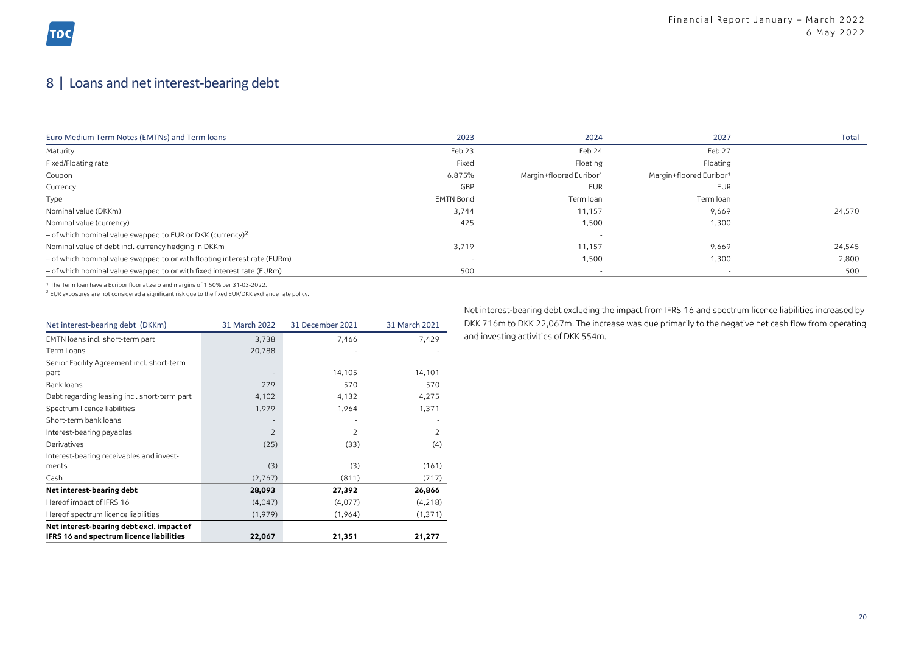# 8 | Loans and net interest-bearing debt

| Euro Medium Term Notes (EMTNs) and Term loans | 2023 | 2024 | 2027 | Total |
|---|---|---|---|---|
| Maturity | Feb 23 | Feb 24 | Feb 27 | |
| Fixed/Floating rate | Fixed | Floating | Floating | |
| Coupon | 6.875% | Margin+floored Euribor[1] | Margin+floored Euribor[1] | |
| Currency | GBP | EUR | EUR | |
| Type | EMTN Bond | Term loan | Term loan | |
| Nominal value (DKKm) | 3,744 | 11,157 | 9,669 | 24,570 |
| Nominal value (currency) | 425 | 1,500 | 1,300 | |
| – of which nominal value swapped to EUR or DKK (currency)[2] | | - | | |
| Nominal value of debt incl. currency hedging in DKKm | 3,719 | 11,157 | 9,669 | 24,545 |
| – of which nominal value swapped to or with floating interest rate (EURm) | - | 1,500 | 1,300 | 2,800 |
| – of which nominal value swapped to or with fixed interest rate (EURm) | 500 | - | - | 500 |

[1] The Term loan have a Euribor floor at zero and margins of 1.50% per 31-03-2022.
[2] EUR exposures are not considered a significant risk due to the fixed EUR/DKK exchange rate policy.

| Net interest-bearing debt (DKKm) | 31 March 2022 | 31 December 2021 | 31 March 2021 |
|---|---|---|---|
| EMTN loans incl. short-term part | 3,738 | 7,466 | 7,429 |
| Term Loans | 20,788 | - | - |
| Senior Facility Agreement incl. short-term part | - | 14,105 | 14,101 |
| Bank loans | 279 | 570 | 570 |
| Debt regarding leasing incl. short-term part | 4,102 | 4,132 | 4,275 |
| Spectrum licence liabilities | 1,979 | 1,964 | 1,371 |
| Short-term bank loans | - | - | - |
| Interest-bearing payables | 2 | 2 | 2 |
| Derivatives | (25) | (33) | (4) |
| Interest-bearing receivables and investments | (3) | (3) | (161) |
| Cash | (2,767) | (811) | (717) |
| **Net interest-bearing debt** | **28,093** | **27,392** | **26,866** |
| Hereof impact of IFRS 16 | (4,047) | (4,077) | (4,218) |
| Hereof spectrum licence liabilities | (1,979) | (1,964) | (1,371) |
| **Net interest-bearing debt excl. impact of IFRS 16 and spectrum licence liabilities** | **22,067** | **21,351** | **21,277** |

Net interest-bearing debt excluding the impact from IFRS 16 and spectrum licence liabilities increased by DKK 716m to DKK 22,067m. The increase was due primarily to the negative net cash flow from operating and investing activities of DKK 554m.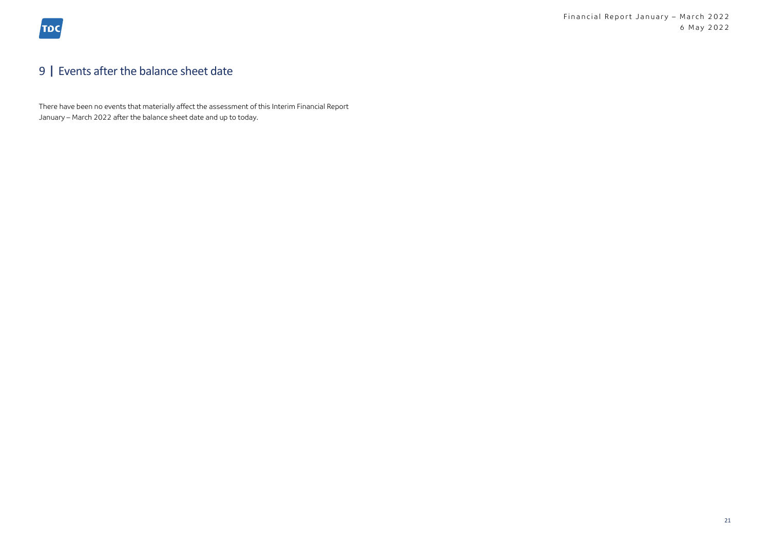## 9 | Events after the balance sheet date

There have been no events that materially affect the assessment of this Interim Financial Report January – March 2022 after the balance sheet date and up to today.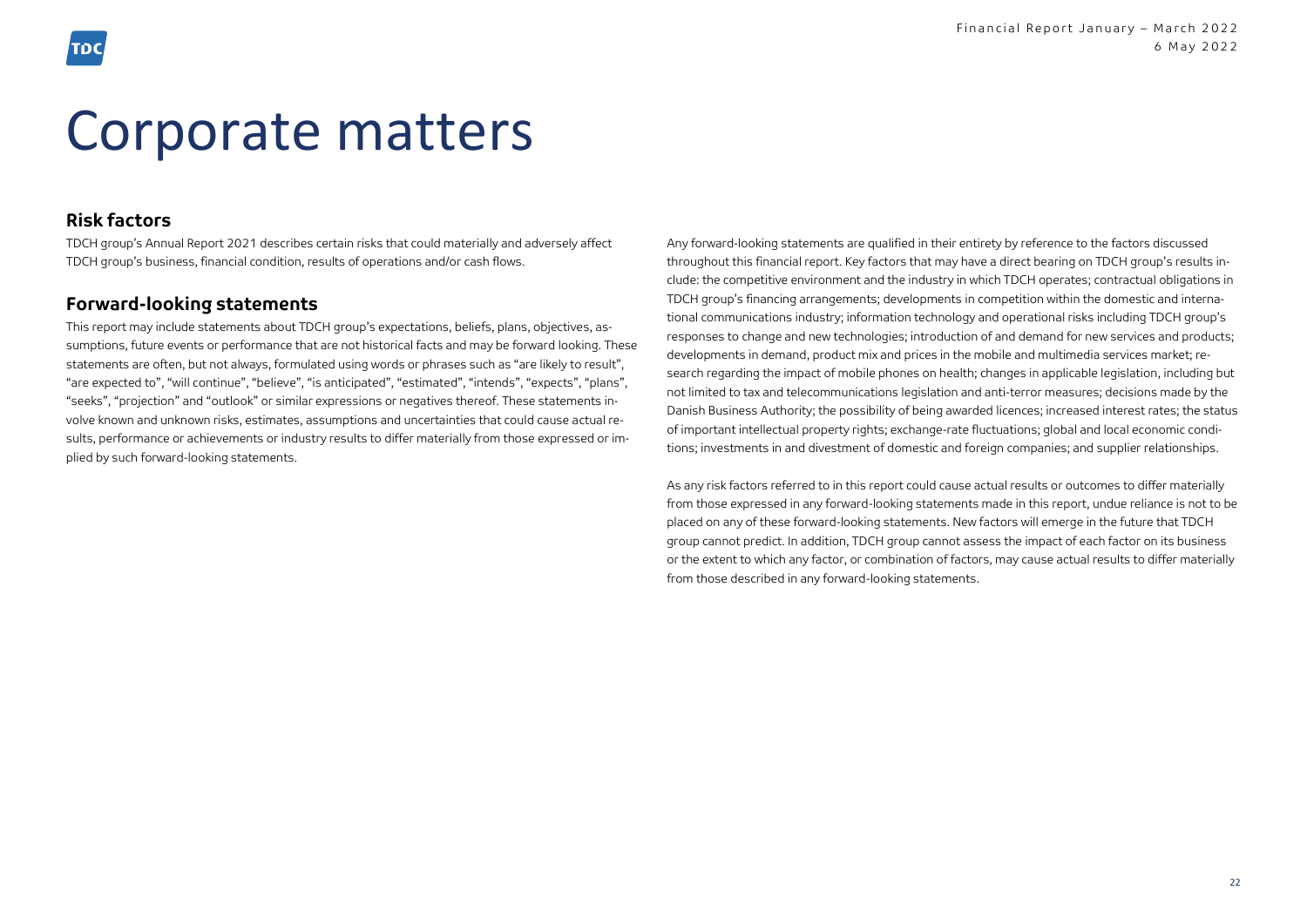# Corporate matters

## Risk factors

TDCH group's Annual Report 2021 describes certain risks that could materially and adversely affect TDCH group's business, financial condition, results of operations and/or cash flows.

## Forward-looking statements

This report may include statements about TDCH group's expectations, beliefs, plans, objectives, assumptions, future events or performance that are not historical facts and may be forward looking. These statements are often, but not always, formulated using words or phrases such as "are likely to result", "are expected to", "will continue", "believe", "is anticipated", "estimated", "intends", "expects", "plans", "seeks", "projection" and "outlook" or similar expressions or negatives thereof. These statements involve known and unknown risks, estimates, assumptions and uncertainties that could cause actual results, performance or achievements or industry results to differ materially from those expressed or implied by such forward-looking statements.

Any forward-looking statements are qualified in their entirety by reference to the factors discussed throughout this financial report. Key factors that may have a direct bearing on TDCH group's results include: the competitive environment and the industry in which TDCH operates; contractual obligations in TDCH group's financing arrangements; developments in competition within the domestic and international communications industry; information technology and operational risks including TDCH group's responses to change and new technologies; introduction of and demand for new services and products; developments in demand, product mix and prices in the mobile and multimedia services market; research regarding the impact of mobile phones on health; changes in applicable legislation, including but not limited to tax and telecommunications legislation and anti-terror measures; decisions made by the Danish Business Authority; the possibility of being awarded licences; increased interest rates; the status of important intellectual property rights; exchange-rate fluctuations; global and local economic conditions; investments in and divestment of domestic and foreign companies; and supplier relationships.

As any risk factors referred to in this report could cause actual results or outcomes to differ materially from those expressed in any forward-looking statements made in this report, undue reliance is not to be placed on any of these forward-looking statements. New factors will emerge in the future that TDCH group cannot predict. In addition, TDCH group cannot assess the impact of each factor on its business or the extent to which any factor, or combination of factors, may cause actual results to differ materially from those described in any forward-looking statements.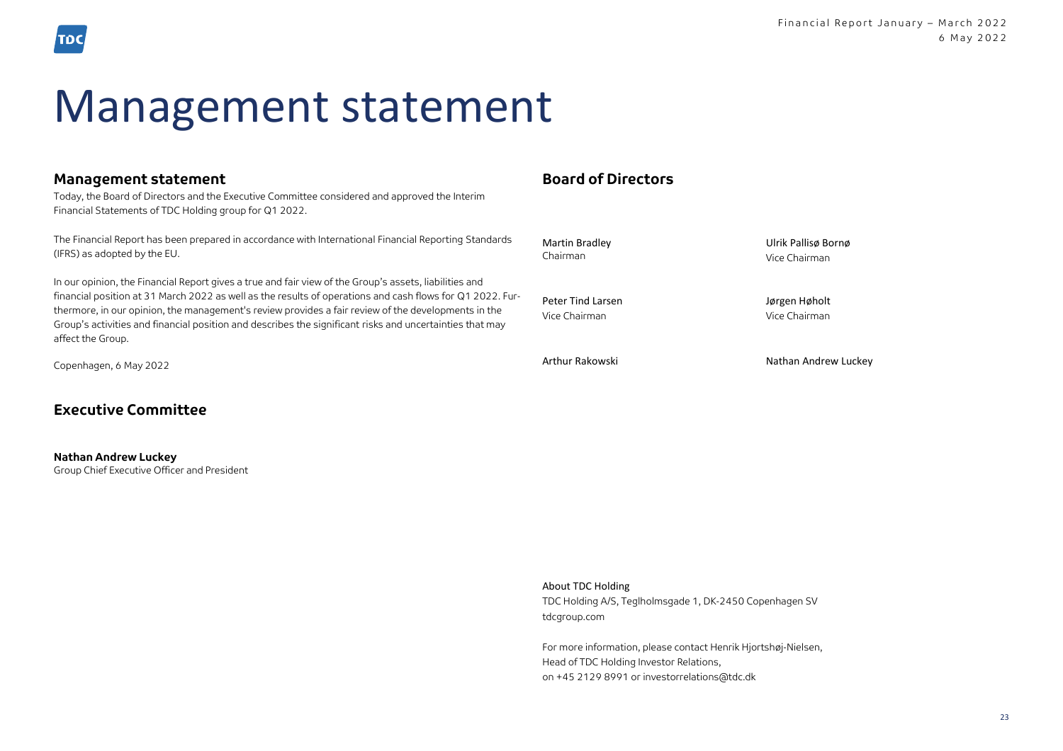# Management statement

## Management statement

Today, the Board of Directors and the Executive Committee considered and approved the Interim Financial Statements of TDC Holding group for Q1 2022.

The Financial Report has been prepared in accordance with International Financial Reporting Standards (IFRS) as adopted by the EU.

In our opinion, the Financial Report gives a true and fair view of the Group's assets, liabilities and financial position at 31 March 2022 as well as the results of operations and cash flows for Q1 2022. Furthermore, in our opinion, the management's review provides a fair review of the developments in the Group's activities and financial position and describes the significant risks and uncertainties that may affect the Group.

Copenhagen, 6 May 2022

## Executive Committee

**Nathan Andrew Luckey**
Group Chief Executive Officer and President

## Board of Directors

Martin Bradley
Chairman

Ulrik Pallisø Bornø
Vice Chairman

Peter Tind Larsen
Vice Chairman

Jørgen Høholt
Vice Chairman

Arthur Rakowski

Nathan Andrew Luckey

About TDC Holding
TDC Holding A/S, Teglholmsgade 1, DK-2450 Copenhagen SV
tdcgroup.com

For more information, please contact Henrik Hjortshøj-Nielsen,
Head of TDC Holding Investor Relations,
on +45 2129 8991 or investorrelations@tdc.dk